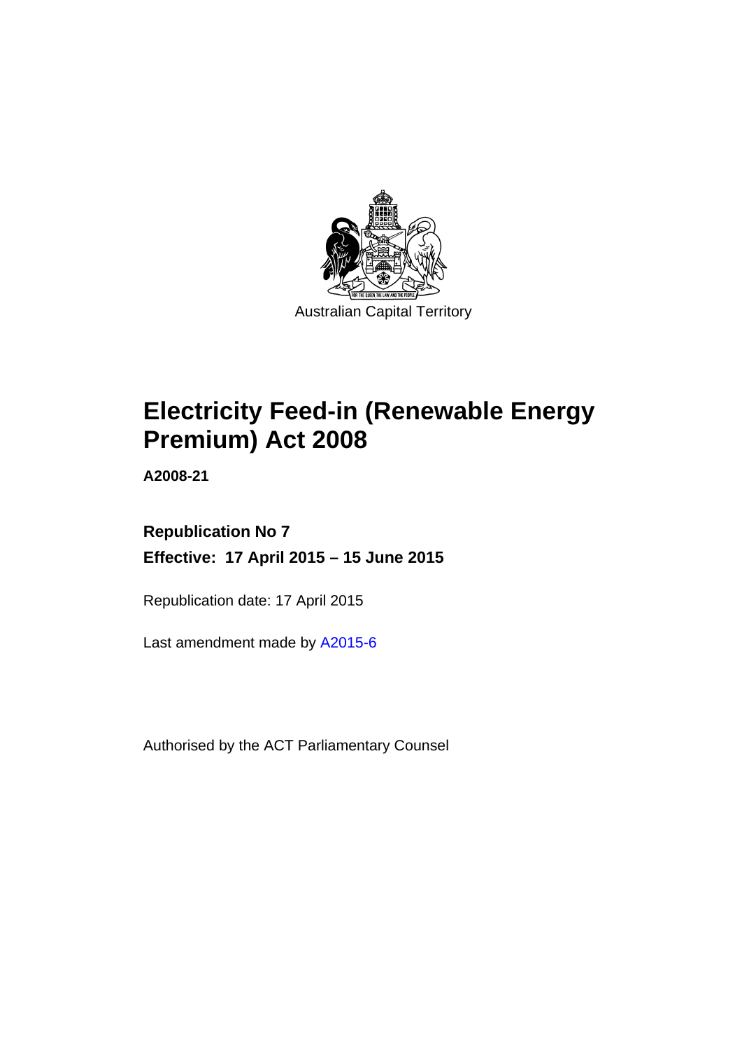Australian Capital Territory

# Electricity Feed-in (Renewable Energy Premium) Act 2008

**A2008-21**

**Republication No 7**

**Effective: 17 April 2015 – 15 June 2015**

Republication date: 17 April 2015

Last amendment made by A2015-6

Authorised by the ACT Parliamentary Counsel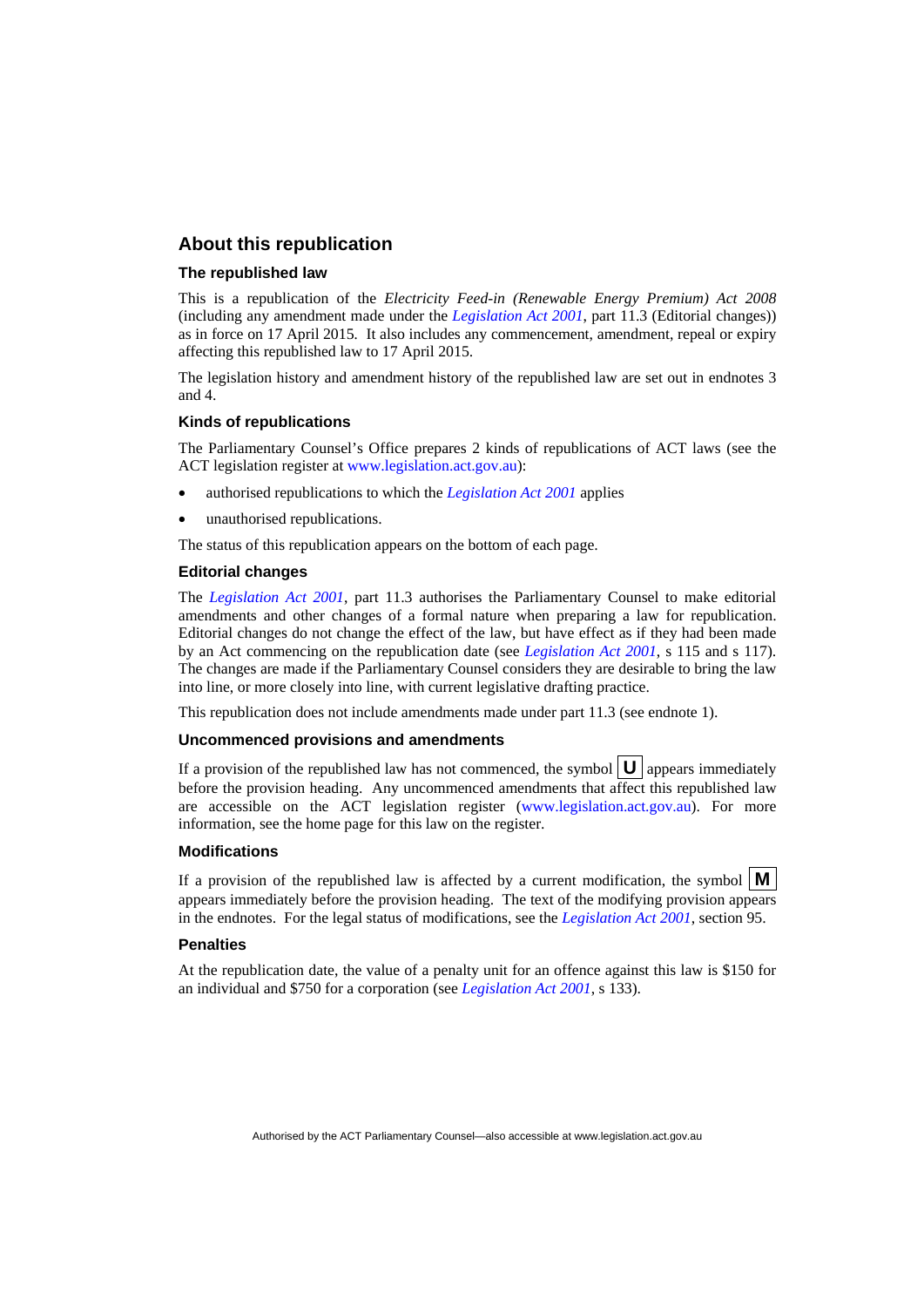## About this republication

### The republished law

This is a republication of the *Electricity Feed-in (Renewable Energy Premium) Act 2008* (including any amendment made under the *Legislation Act 2001*, part 11.3 (Editorial changes)) as in force on 17 April 2015. It also includes any commencement, amendment, repeal or expiry affecting this republished law to 17 April 2015.

The legislation history and amendment history of the republished law are set out in endnotes 3 and 4.

### Kinds of republications

The Parliamentary Counsel's Office prepares 2 kinds of republications of ACT laws (see the ACT legislation register at www.legislation.act.gov.au):

- authorised republications to which the *Legislation Act 2001* applies
- unauthorised republications.

The status of this republication appears on the bottom of each page.

### Editorial changes

The *Legislation Act 2001*, part 11.3 authorises the Parliamentary Counsel to make editorial amendments and other changes of a formal nature when preparing a law for republication. Editorial changes do not change the effect of the law, but have effect as if they had been made by an Act commencing on the republication date (see *Legislation Act 2001*, s 115 and s 117). The changes are made if the Parliamentary Counsel considers they are desirable to bring the law into line, or more closely into line, with current legislative drafting practice.

This republication does not include amendments made under part 11.3 (see endnote 1).

### Uncommenced provisions and amendments

If a provision of the republished law has not commenced, the symbol **U** appears immediately before the provision heading. Any uncommenced amendments that affect this republished law are accessible on the ACT legislation register (www.legislation.act.gov.au). For more information, see the home page for this law on the register.

### Modifications

If a provision of the republished law is affected by a current modification, the symbol **M** appears immediately before the provision heading. The text of the modifying provision appears in the endnotes. For the legal status of modifications, see the *Legislation Act 2001*, section 95.

### Penalties

At the republication date, the value of a penalty unit for an offence against this law is $150 for an individual and $750 for a corporation (see *Legislation Act 2001*, s 133).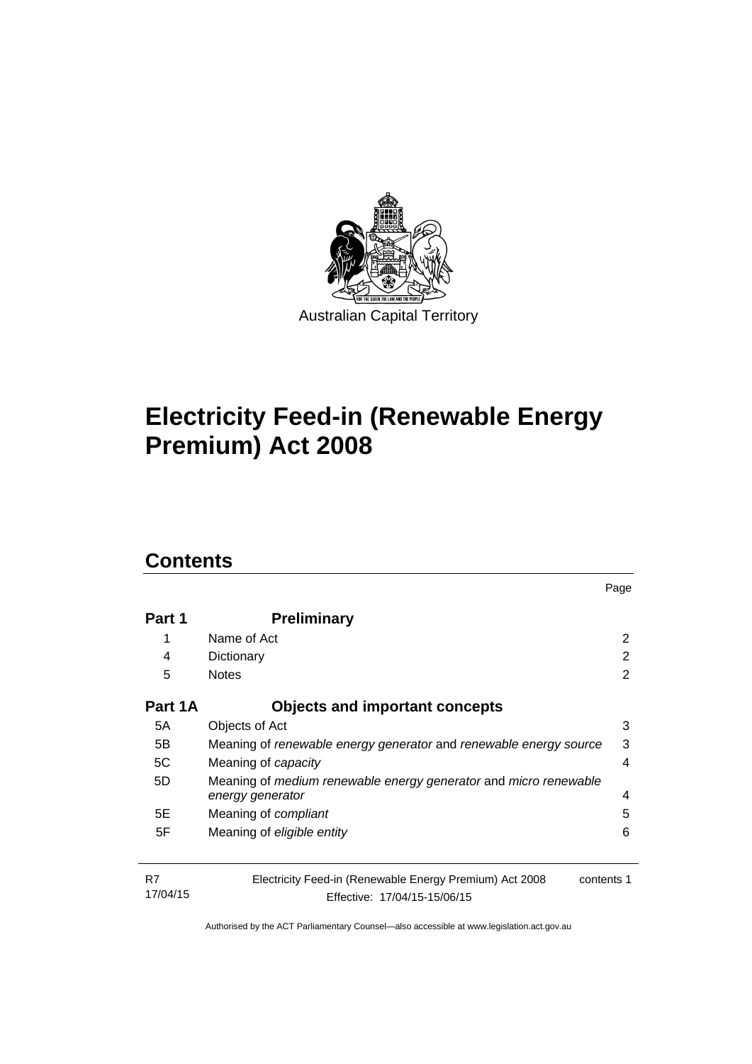Australian Capital Territory

# Electricity Feed-in (Renewable Energy Premium) Act 2008

## Contents

| | | Page |
|---|---|---|
| **Part 1** | **Preliminary** | |
| 1 | Name of Act | 2 |
| 4 | Dictionary | 2 |
| 5 | Notes | 2 |
| **Part 1A** | **Objects and important concepts** | |
| 5A | Objects of Act | 3 |
| 5B | Meaning of *renewable energy generator* and *renewable energy source* | 3 |
| 5C | Meaning of *capacity* | 4 |
| 5D | Meaning of *medium renewable energy generator* and *micro renewable energy generator* | 4 |
| 5E | Meaning of *compliant* | 5 |
| 5F | Meaning of *eligible entity* | 6 |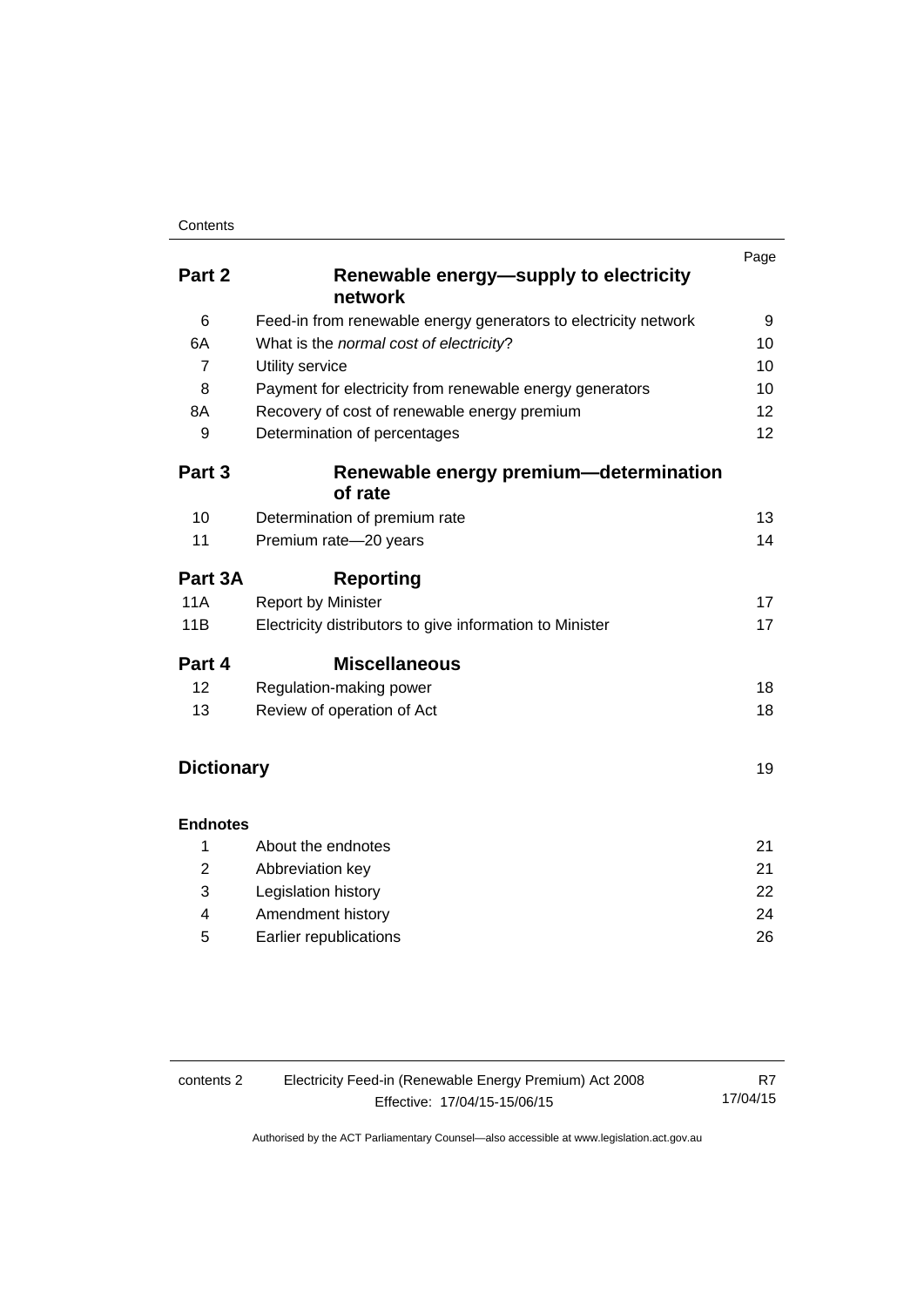| | | Page |
|---|---|---|
| **Part 2** | **Renewable energy—supply to electricity network** | |
| 6 | Feed-in from renewable energy generators to electricity network | 9 |
| 6A | What is the *normal cost of electricity*? | 10 |
| 7 | Utility service | 10 |
| 8 | Payment for electricity from renewable energy generators | 10 |
| 8A | Recovery of cost of renewable energy premium | 12 |
| 9 | Determination of percentages | 12 |
| **Part 3** | **Renewable energy premium—determination of rate** | |
| 10 | Determination of premium rate | 13 |
| 11 | Premium rate—20 years | 14 |
| **Part 3A** | **Reporting** | |
| 11A | Report by Minister | 17 |
| 11B | Electricity distributors to give information to Minister | 17 |
| **Part 4** | **Miscellaneous** | |
| 12 | Regulation-making power | 18 |
| 13 | Review of operation of Act | 18 |
| **Dictionary** | | 19 |
| **Endnotes** | | |
| 1 | About the endnotes | 21 |
| 2 | Abbreviation key | 21 |
| 3 | Legislation history | 22 |
| 4 | Amendment history | 24 |
| 5 | Earlier republications | 26 |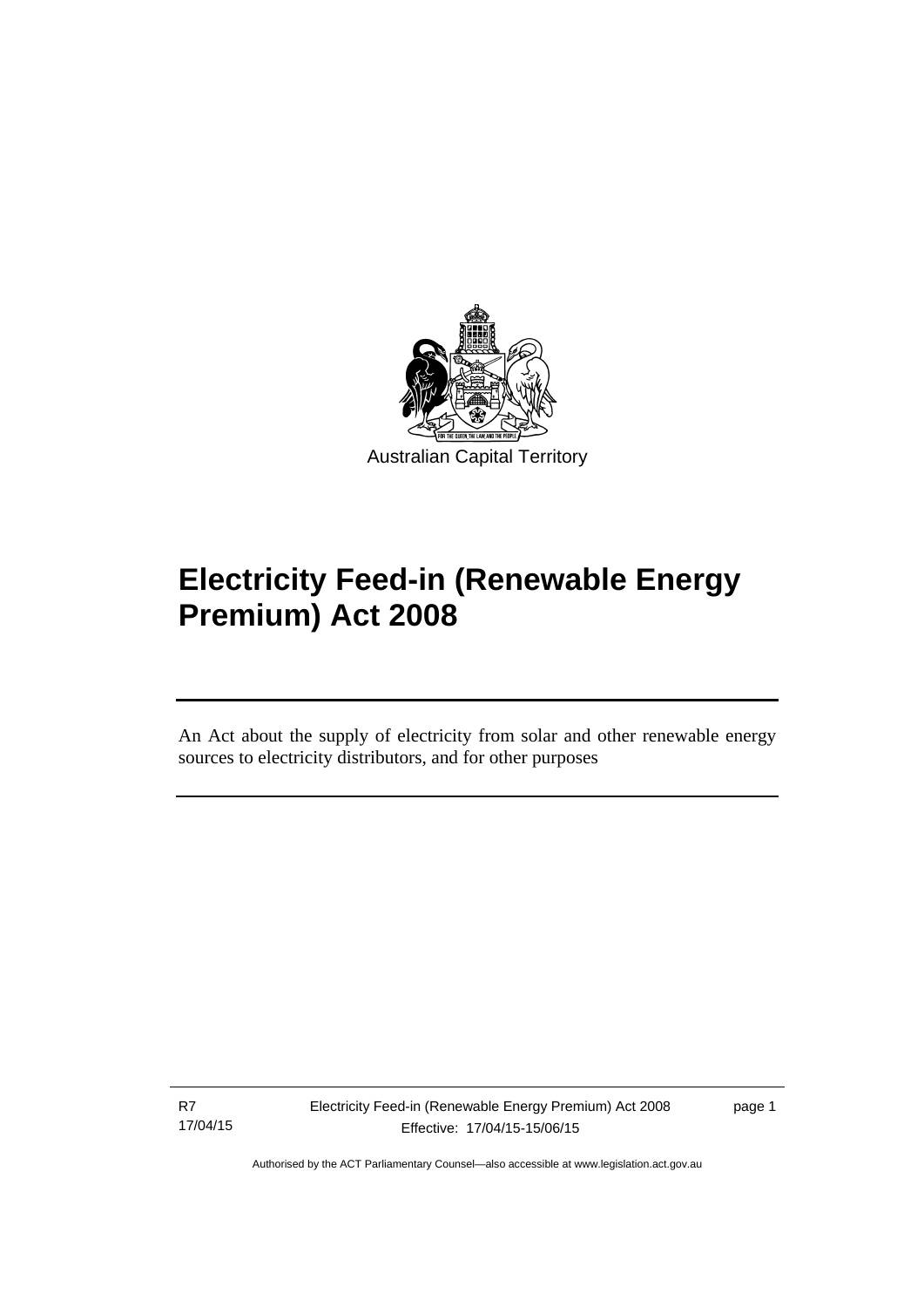Australian Capital Territory

# Electricity Feed-in (Renewable Energy Premium) Act 2008

An Act about the supply of electricity from solar and other renewable energy sources to electricity distributors, and for other purposes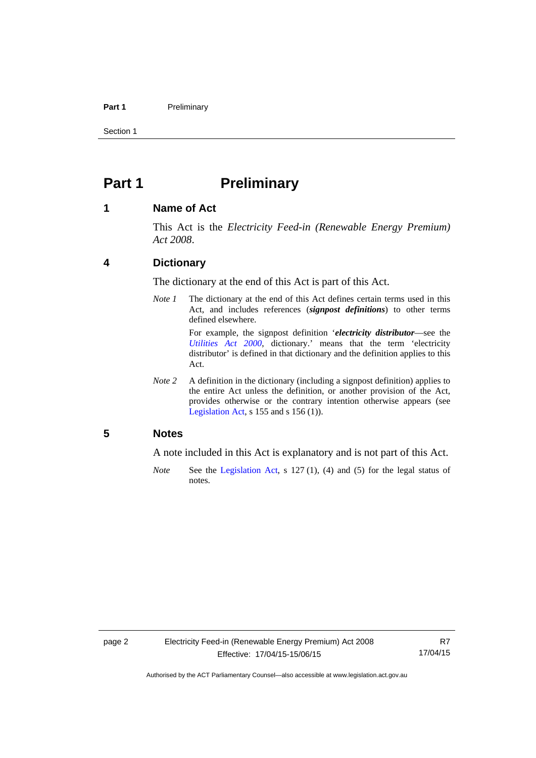# Part 1 Preliminary

## 1 Name of Act

This Act is the *Electricity Feed-in (Renewable Energy Premium) Act 2008*.

## 4 Dictionary

The dictionary at the end of this Act is part of this Act.

*Note 1* The dictionary at the end of this Act defines certain terms used in this Act, and includes references (***signpost definitions***) to other terms defined elsewhere.

For example, the signpost definition '***electricity distributor***—see the *Utilities Act 2000*, dictionary.' means that the term 'electricity distributor' is defined in that dictionary and the definition applies to this Act.

*Note 2* A definition in the dictionary (including a signpost definition) applies to the entire Act unless the definition, or another provision of the Act, provides otherwise or the contrary intention otherwise appears (see Legislation Act, s 155 and s 156 (1)).

## 5 Notes

A note included in this Act is explanatory and is not part of this Act.

*Note* See the Legislation Act, s 127 (1), (4) and (5) for the legal status of notes.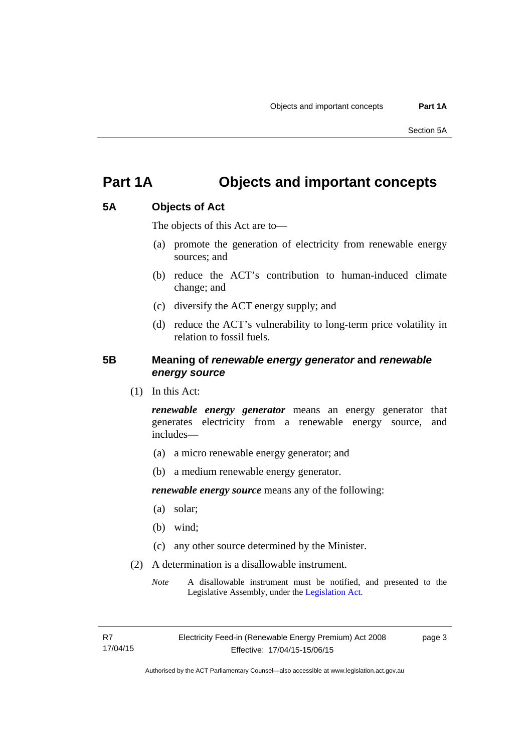# Part 1A Objects and important concepts

## 5A Objects of Act

The objects of this Act are to—

(a) promote the generation of electricity from renewable energy sources; and

(b) reduce the ACT's contribution to human-induced climate change; and

(c) diversify the ACT energy supply; and

(d) reduce the ACT's vulnerability to long-term price volatility in relation to fossil fuels.

## 5B Meaning of *renewable energy generator* and *renewable energy source*

(1) In this Act:

***renewable energy generator*** means an energy generator that generates electricity from a renewable energy source, and includes—

(a) a micro renewable energy generator; and

(b) a medium renewable energy generator.

***renewable energy source*** means any of the following:

(a) solar;

(b) wind;

(c) any other source determined by the Minister.

(2) A determination is a disallowable instrument.

*Note* A disallowable instrument must be notified, and presented to the Legislative Assembly, under the Legislation Act.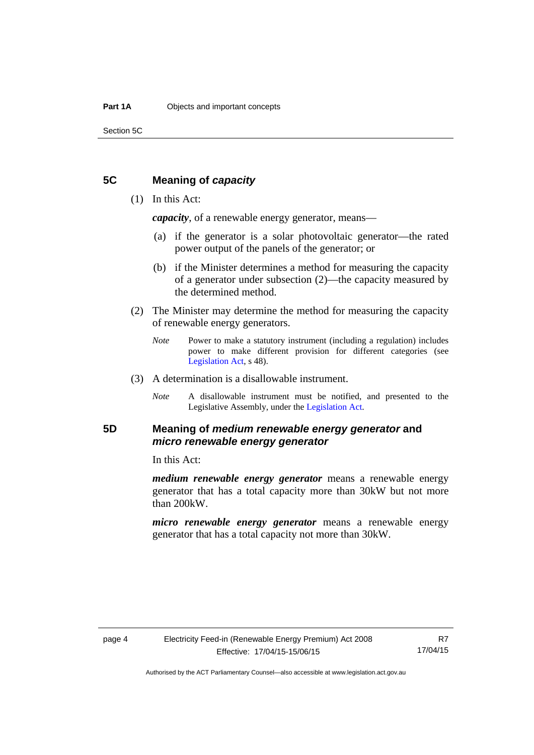## 5C Meaning of *capacity*

(1) In this Act:

***capacity***, of a renewable energy generator, means—

(a) if the generator is a solar photovoltaic generator—the rated power output of the panels of the generator; or

(b) if the Minister determines a method for measuring the capacity of a generator under subsection (2)—the capacity measured by the determined method.

(2) The Minister may determine the method for measuring the capacity of renewable energy generators.

*Note* Power to make a statutory instrument (including a regulation) includes power to make different provision for different categories (see Legislation Act, s 48).

(3) A determination is a disallowable instrument.

*Note* A disallowable instrument must be notified, and presented to the Legislative Assembly, under the Legislation Act.

## 5D Meaning of *medium renewable energy generator* and *micro renewable energy generator*

In this Act:

***medium renewable energy generator*** means a renewable energy generator that has a total capacity more than 30kW but not more than 200kW.

***micro renewable energy generator*** means a renewable energy generator that has a total capacity not more than 30kW.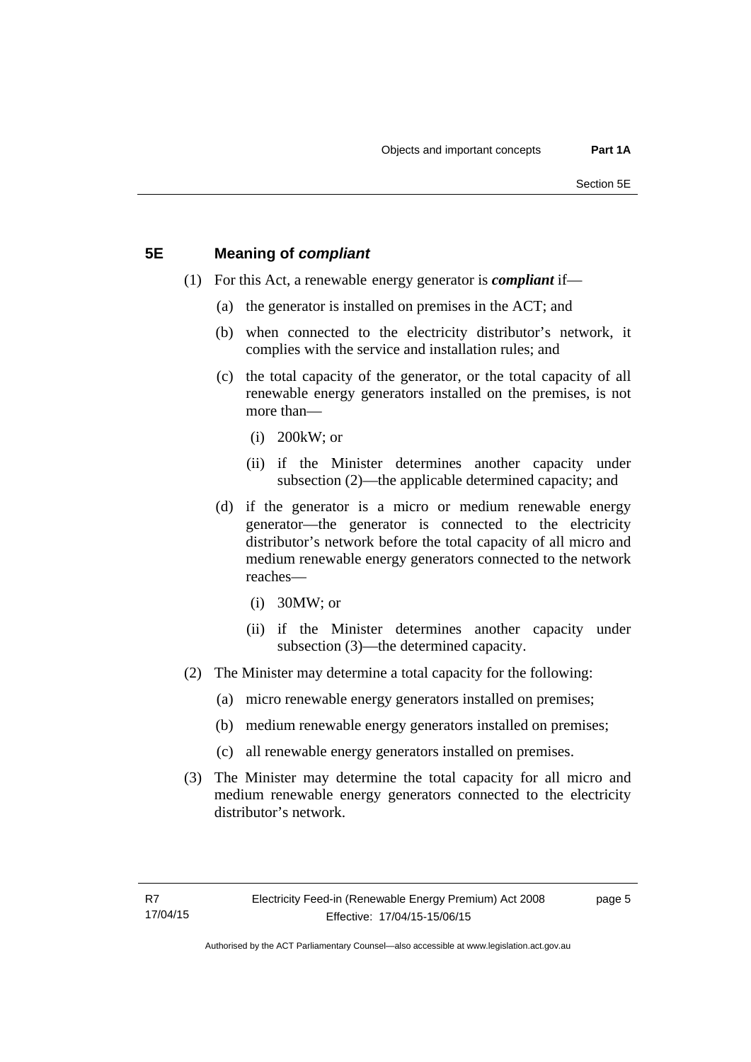## 5E Meaning of ***compliant***

(1) For this Act, a renewable energy generator is ***compliant*** if—

(a) the generator is installed on premises in the ACT; and

(b) when connected to the electricity distributor's network, it complies with the service and installation rules; and

(c) the total capacity of the generator, or the total capacity of all renewable energy generators installed on the premises, is not more than—

(i) 200kW; or

(ii) if the Minister determines another capacity under subsection (2)—the applicable determined capacity; and

(d) if the generator is a micro or medium renewable energy generator—the generator is connected to the electricity distributor's network before the total capacity of all micro and medium renewable energy generators connected to the network reaches—

(i) 30MW; or

(ii) if the Minister determines another capacity under subsection (3)—the determined capacity.

(2) The Minister may determine a total capacity for the following:

(a) micro renewable energy generators installed on premises;

(b) medium renewable energy generators installed on premises;

(c) all renewable energy generators installed on premises.

(3) The Minister may determine the total capacity for all micro and medium renewable energy generators connected to the electricity distributor's network.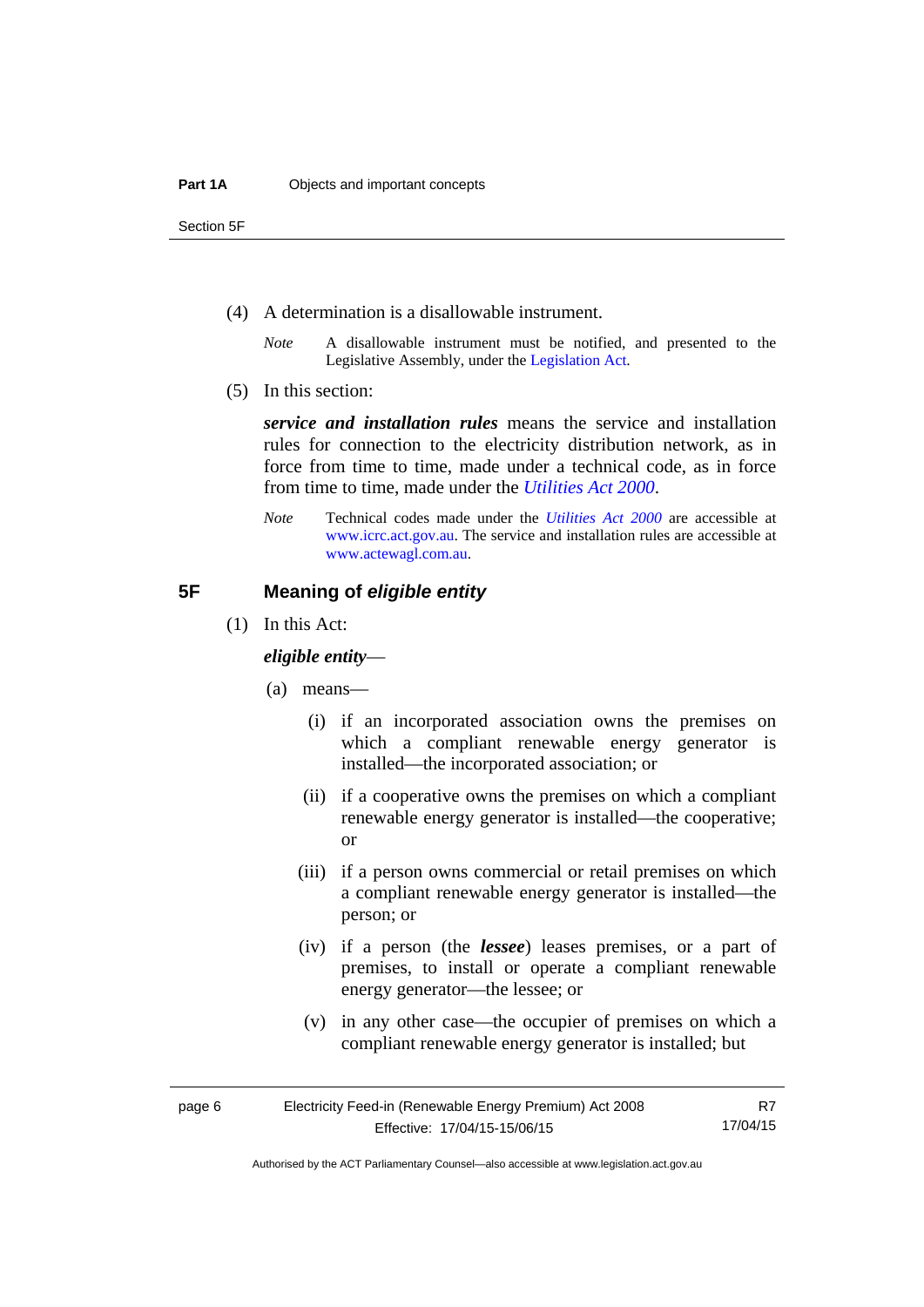(4) A determination is a disallowable instrument.

*Note* A disallowable instrument must be notified, and presented to the Legislative Assembly, under the Legislation Act.

(5) In this section:

***service and installation rules*** means the service and installation rules for connection to the electricity distribution network, as in force from time to time, made under a technical code, as in force from time to time, made under the *Utilities Act 2000*.

*Note* Technical codes made under the *Utilities Act 2000* are accessible at www.icrc.act.gov.au. The service and installation rules are accessible at www.actewagl.com.au.

## 5F Meaning of *eligible entity*

(1) In this Act:

***eligible entity***—

(a) means—

(i) if an incorporated association owns the premises on which a compliant renewable energy generator is installed—the incorporated association; or

(ii) if a cooperative owns the premises on which a compliant renewable energy generator is installed—the cooperative; or

(iii) if a person owns commercial or retail premises on which a compliant renewable energy generator is installed—the person; or

(iv) if a person (the ***lessee***) leases premises, or a part of premises, to install or operate a compliant renewable energy generator—the lessee; or

(v) in any other case—the occupier of premises on which a compliant renewable energy generator is installed; but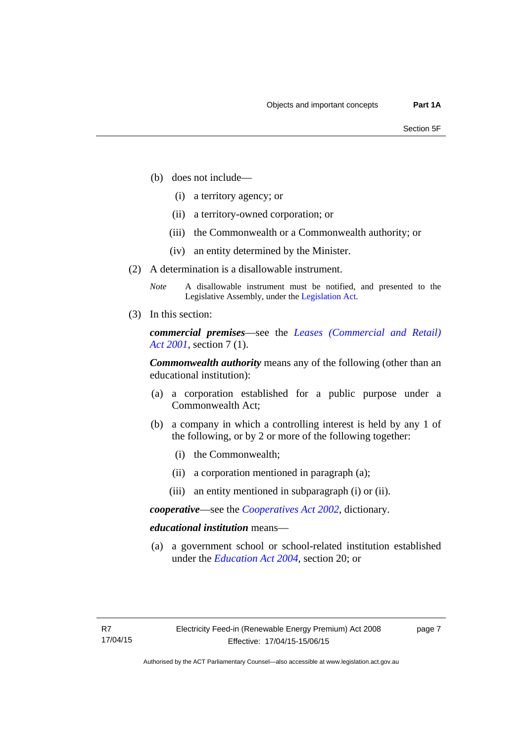(b) does not include—

  (i) a territory agency; or

  (ii) a territory-owned corporation; or

  (iii) the Commonwealth or a Commonwealth authority; or

  (iv) an entity determined by the Minister.

(2) A determination is a disallowable instrument.

*Note* A disallowable instrument must be notified, and presented to the Legislative Assembly, under the Legislation Act.

(3) In this section:

***commercial premises***—see the *Leases (Commercial and Retail) Act 2001*, section 7 (1).

***Commonwealth authority*** means any of the following (other than an educational institution):

(a) a corporation established for a public purpose under a Commonwealth Act;

(b) a company in which a controlling interest is held by any 1 of the following, or by 2 or more of the following together:

  (i) the Commonwealth;

  (ii) a corporation mentioned in paragraph (a);

  (iii) an entity mentioned in subparagraph (i) or (ii).

***cooperative***—see the *Cooperatives Act 2002*, dictionary.

***educational institution*** means—

(a) a government school or school-related institution established under the *Education Act 2004*, section 20; or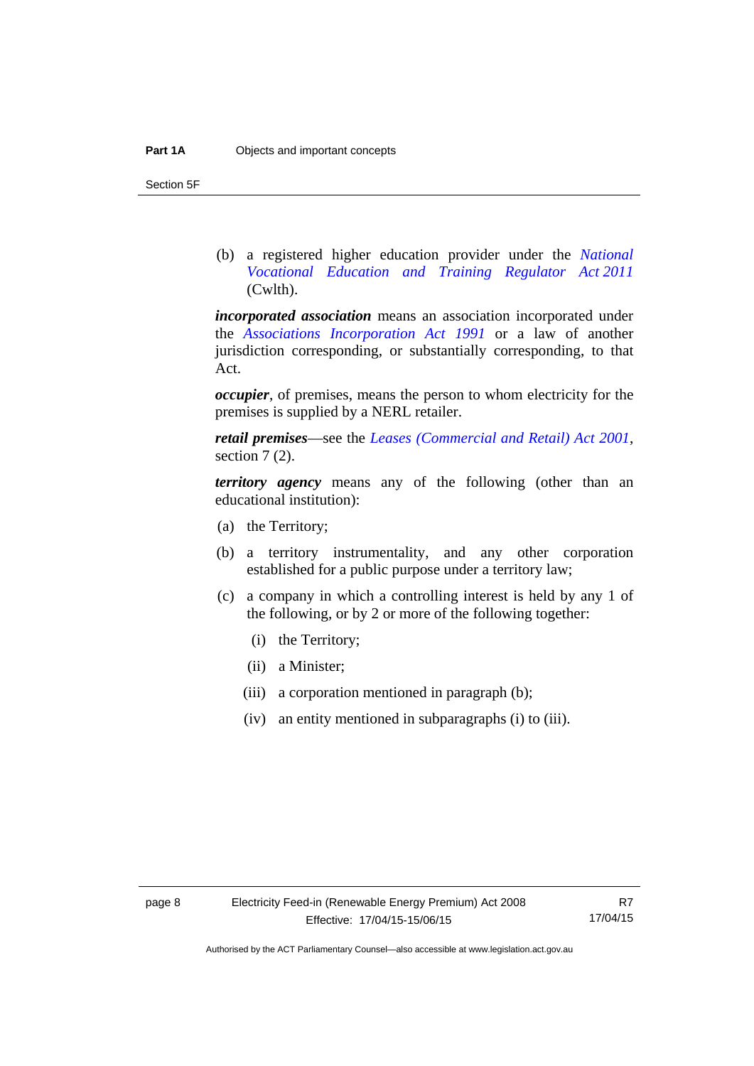(b) a registered higher education provider under the *National Vocational Education and Training Regulator Act 2011* (Cwlth).

***incorporated association*** means an association incorporated under the *Associations Incorporation Act 1991* or a law of another jurisdiction corresponding, or substantially corresponding, to that Act.

***occupier***, of premises, means the person to whom electricity for the premises is supplied by a NERL retailer.

***retail premises***—see the *Leases (Commercial and Retail) Act 2001*, section 7 (2).

***territory agency*** means any of the following (other than an educational institution):

(a) the Territory;

(b) a territory instrumentality, and any other corporation established for a public purpose under a territory law;

(c) a company in which a controlling interest is held by any 1 of the following, or by 2 or more of the following together:

 (i) the Territory;

 (ii) a Minister;

 (iii) a corporation mentioned in paragraph (b);

 (iv) an entity mentioned in subparagraphs (i) to (iii).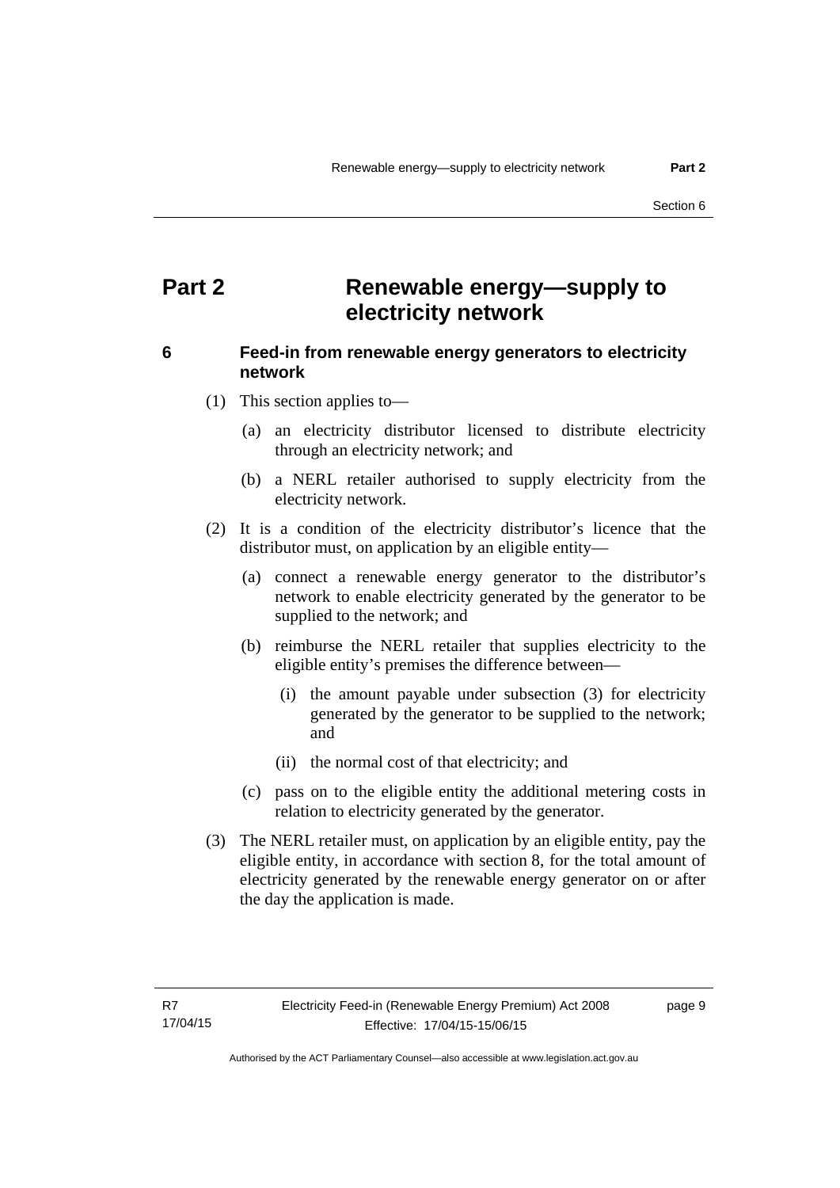# Part 2 Renewable energy—supply to electricity network

## 6 Feed-in from renewable energy generators to electricity network

(1) This section applies to—

(a) an electricity distributor licensed to distribute electricity through an electricity network; and

(b) a NERL retailer authorised to supply electricity from the electricity network.

(2) It is a condition of the electricity distributor's licence that the distributor must, on application by an eligible entity—

(a) connect a renewable energy generator to the distributor's network to enable electricity generated by the generator to be supplied to the network; and

(b) reimburse the NERL retailer that supplies electricity to the eligible entity's premises the difference between—

(i) the amount payable under subsection (3) for electricity generated by the generator to be supplied to the network; and

(ii) the normal cost of that electricity; and

(c) pass on to the eligible entity the additional metering costs in relation to electricity generated by the generator.

(3) The NERL retailer must, on application by an eligible entity, pay the eligible entity, in accordance with section 8, for the total amount of electricity generated by the renewable energy generator on or after the day the application is made.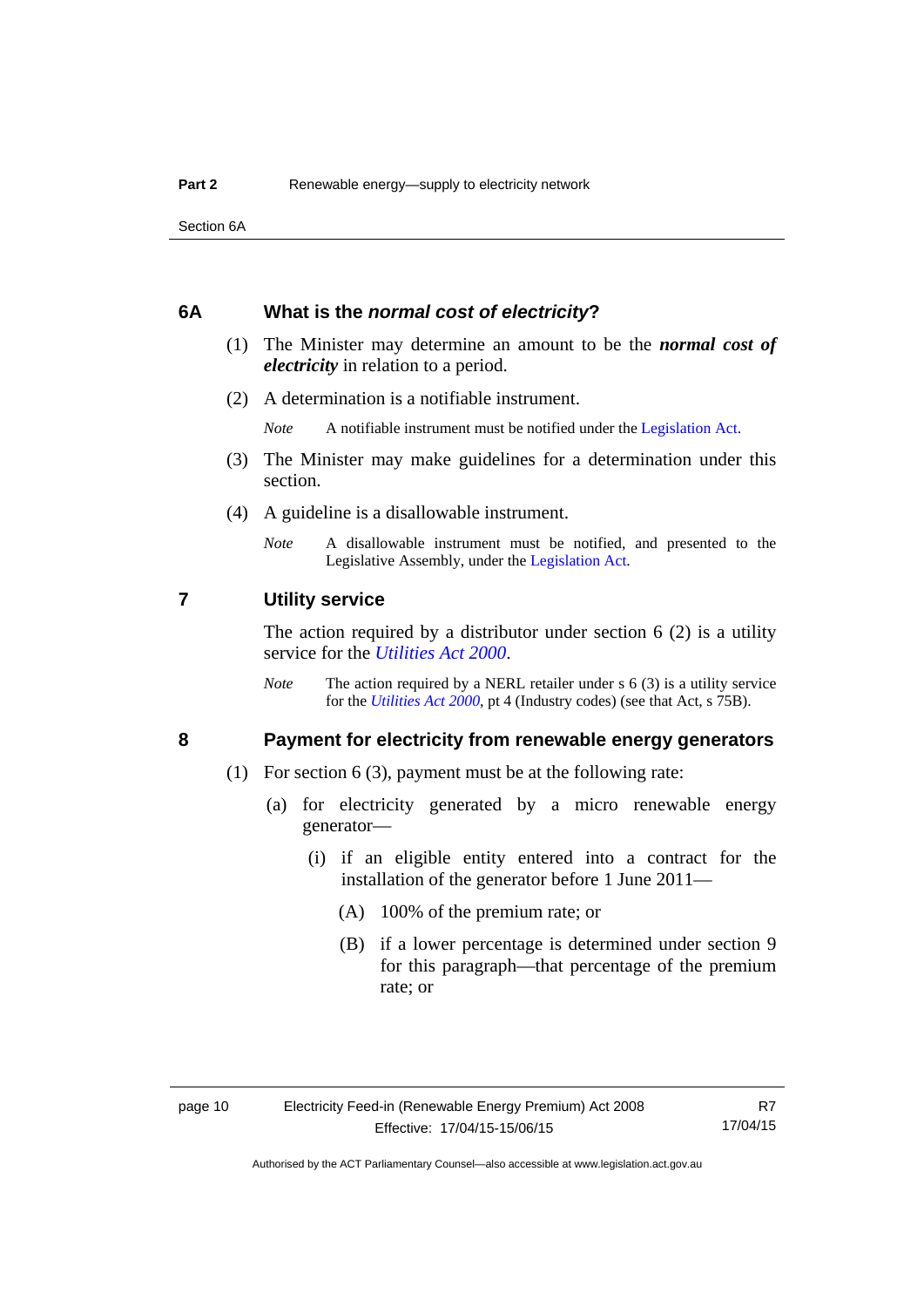## 6A What is the *normal cost of electricity*?

(1) The Minister may determine an amount to be the ***normal cost of electricity*** in relation to a period.

(2) A determination is a notifiable instrument.

*Note* A notifiable instrument must be notified under the Legislation Act.

(3) The Minister may make guidelines for a determination under this section.

(4) A guideline is a disallowable instrument.

*Note* A disallowable instrument must be notified, and presented to the Legislative Assembly, under the Legislation Act.

## 7 Utility service

The action required by a distributor under section 6 (2) is a utility service for the *Utilities Act 2000*.

*Note* The action required by a NERL retailer under s 6 (3) is a utility service for the *Utilities Act 2000*, pt 4 (Industry codes) (see that Act, s 75B).

## 8 Payment for electricity from renewable energy generators

(1) For section 6 (3), payment must be at the following rate:

(a) for electricity generated by a micro renewable energy generator—

(i) if an eligible entity entered into a contract for the installation of the generator before 1 June 2011—

(A) 100% of the premium rate; or

(B) if a lower percentage is determined under section 9 for this paragraph—that percentage of the premium rate; or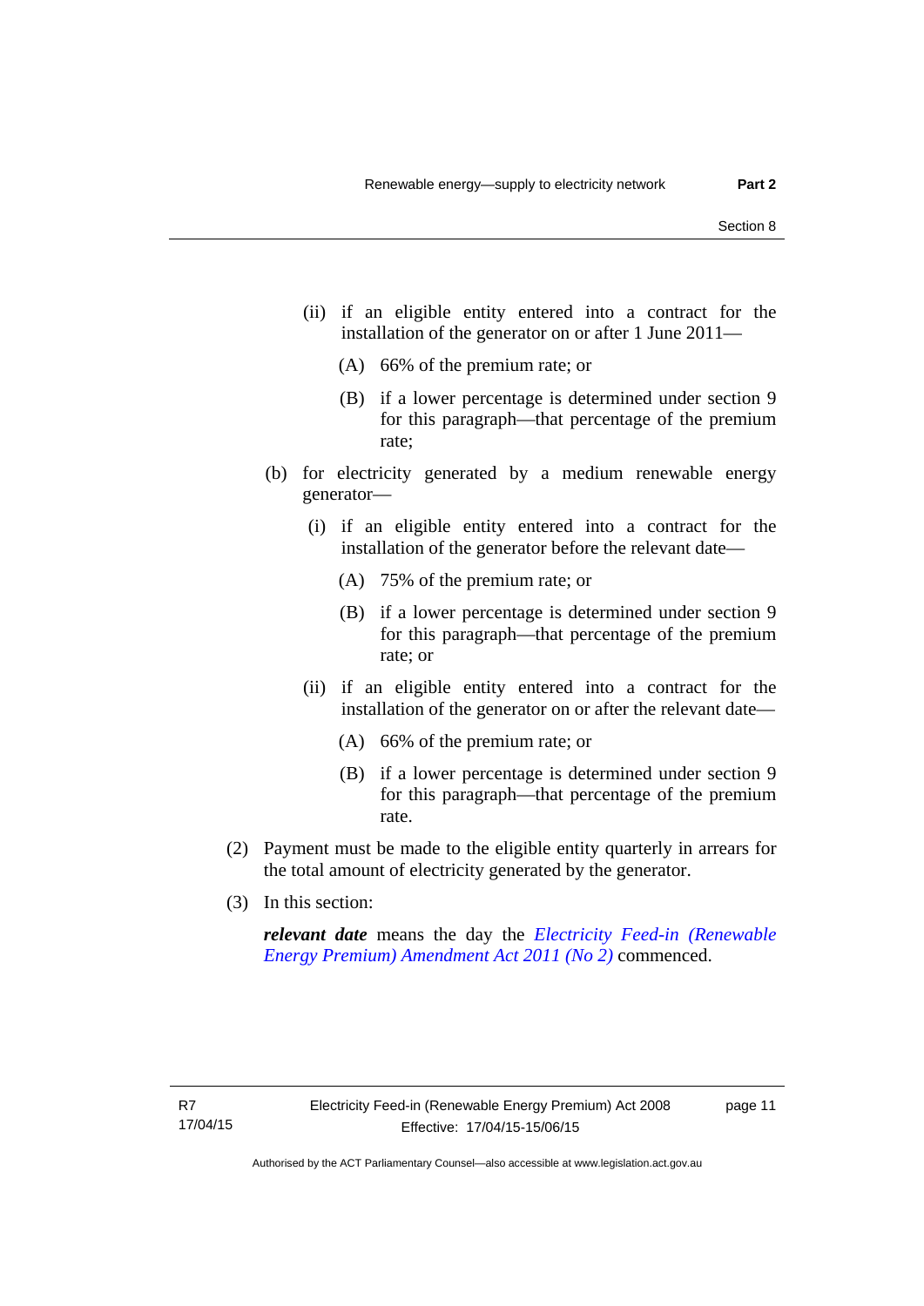(ii) if an eligible entity entered into a contract for the installation of the generator on or after 1 June 2011—

(A) 66% of the premium rate; or

(B) if a lower percentage is determined under section 9 for this paragraph—that percentage of the premium rate;

(b) for electricity generated by a medium renewable energy generator—

(i) if an eligible entity entered into a contract for the installation of the generator before the relevant date—

(A) 75% of the premium rate; or

(B) if a lower percentage is determined under section 9 for this paragraph—that percentage of the premium rate; or

(ii) if an eligible entity entered into a contract for the installation of the generator on or after the relevant date—

(A) 66% of the premium rate; or

(B) if a lower percentage is determined under section 9 for this paragraph—that percentage of the premium rate.

(2) Payment must be made to the eligible entity quarterly in arrears for the total amount of electricity generated by the generator.

(3) In this section:

***relevant date*** means the day the *Electricity Feed-in (Renewable Energy Premium) Amendment Act 2011 (No 2)* commenced.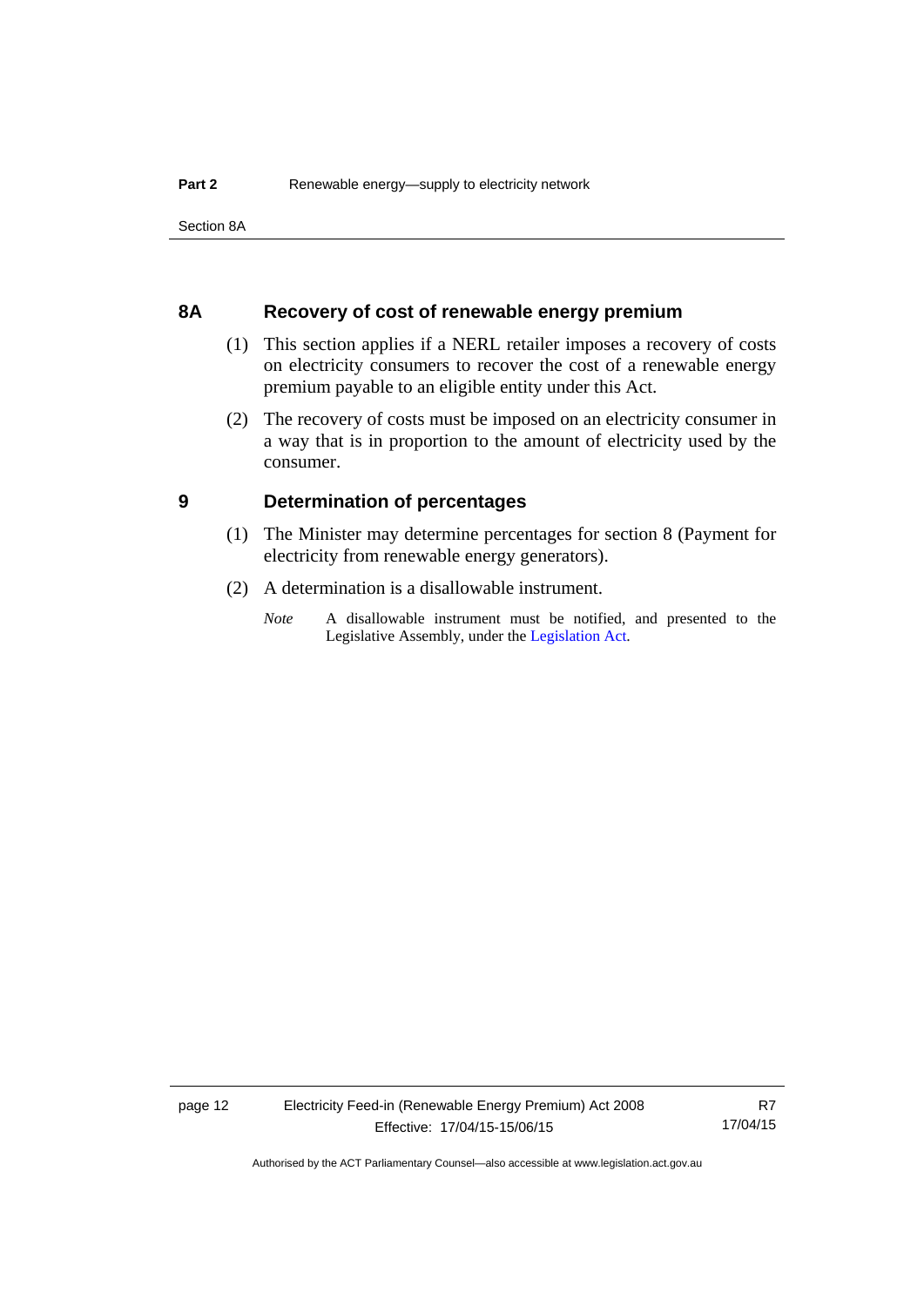## 8A Recovery of cost of renewable energy premium

(1) This section applies if a NERL retailer imposes a recovery of costs on electricity consumers to recover the cost of a renewable energy premium payable to an eligible entity under this Act.

(2) The recovery of costs must be imposed on an electricity consumer in a way that is in proportion to the amount of electricity used by the consumer.

## 9 Determination of percentages

(1) The Minister may determine percentages for section 8 (Payment for electricity from renewable energy generators).

(2) A determination is a disallowable instrument.

*Note* A disallowable instrument must be notified, and presented to the Legislative Assembly, under the Legislation Act.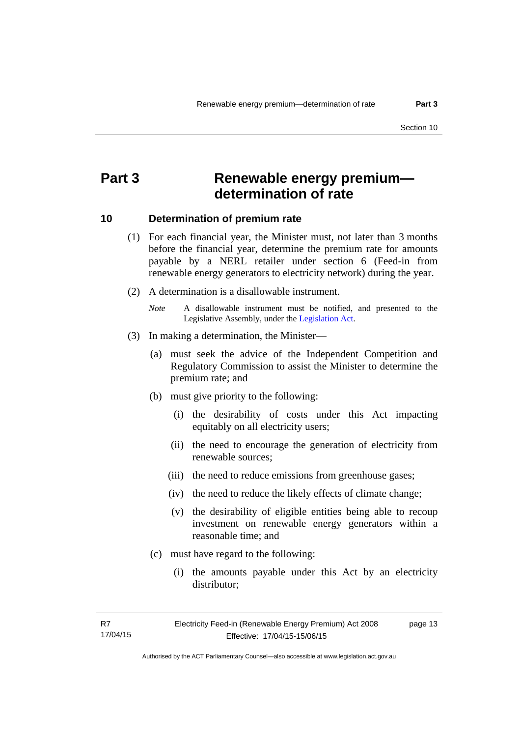# Part 3 Renewable energy premium—determination of rate

## 10 Determination of premium rate

(1) For each financial year, the Minister must, not later than 3 months before the financial year, determine the premium rate for amounts payable by a NERL retailer under section 6 (Feed-in from renewable energy generators to electricity network) during the year.

(2) A determination is a disallowable instrument.

*Note* A disallowable instrument must be notified, and presented to the Legislative Assembly, under the Legislation Act.

(3) In making a determination, the Minister—

(a) must seek the advice of the Independent Competition and Regulatory Commission to assist the Minister to determine the premium rate; and

(b) must give priority to the following:

(i) the desirability of costs under this Act impacting equitably on all electricity users;

(ii) the need to encourage the generation of electricity from renewable sources;

(iii) the need to reduce emissions from greenhouse gases;

(iv) the need to reduce the likely effects of climate change;

(v) the desirability of eligible entities being able to recoup investment on renewable energy generators within a reasonable time; and

(c) must have regard to the following:

(i) the amounts payable under this Act by an electricity distributor;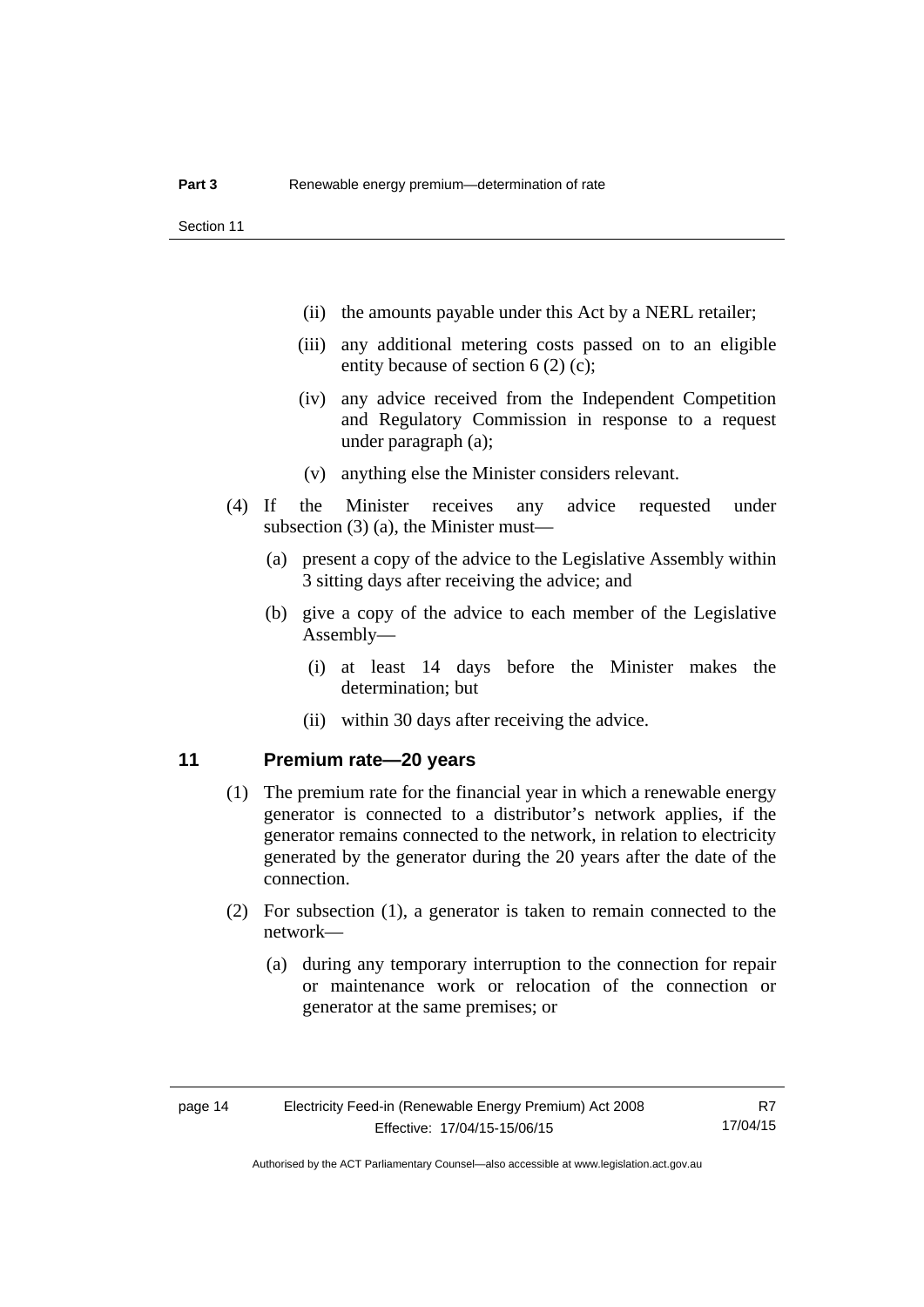(ii) the amounts payable under this Act by a NERL retailer;

(iii) any additional metering costs passed on to an eligible entity because of section 6 (2) (c);

(iv) any advice received from the Independent Competition and Regulatory Commission in response to a request under paragraph (a);

(v) anything else the Minister considers relevant.

(4) If the Minister receives any advice requested under subsection (3) (a), the Minister must—

(a) present a copy of the advice to the Legislative Assembly within 3 sitting days after receiving the advice; and

(b) give a copy of the advice to each member of the Legislative Assembly—

(i) at least 14 days before the Minister makes the determination; but

(ii) within 30 days after receiving the advice.

## 11 Premium rate—20 years

(1) The premium rate for the financial year in which a renewable energy generator is connected to a distributor's network applies, if the generator remains connected to the network, in relation to electricity generated by the generator during the 20 years after the date of the connection.

(2) For subsection (1), a generator is taken to remain connected to the network—

(a) during any temporary interruption to the connection for repair or maintenance work or relocation of the connection or generator at the same premises; or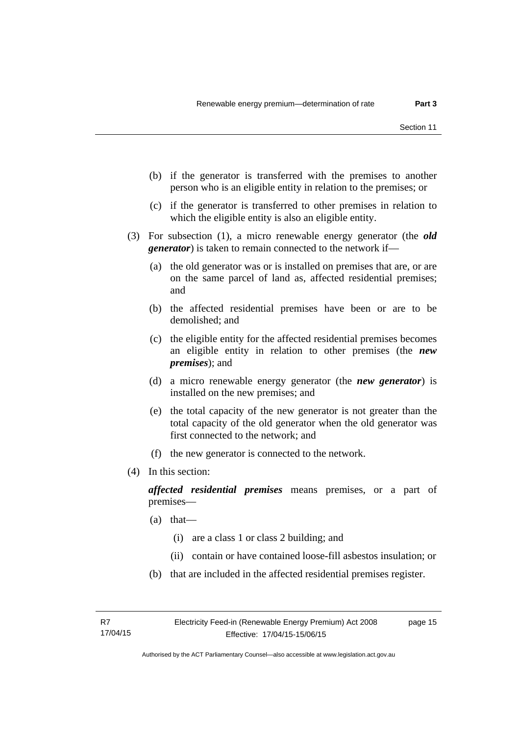(b) if the generator is transferred with the premises to another person who is an eligible entity in relation to the premises; or

(c) if the generator is transferred to other premises in relation to which the eligible entity is also an eligible entity.

(3) For subsection (1), a micro renewable energy generator (the ***old generator***) is taken to remain connected to the network if—

(a) the old generator was or is installed on premises that are, or are on the same parcel of land as, affected residential premises; and

(b) the affected residential premises have been or are to be demolished; and

(c) the eligible entity for the affected residential premises becomes an eligible entity in relation to other premises (the ***new premises***); and

(d) a micro renewable energy generator (the ***new generator***) is installed on the new premises; and

(e) the total capacity of the new generator is not greater than the total capacity of the old generator when the old generator was first connected to the network; and

(f) the new generator is connected to the network.

(4) In this section:

***affected residential premises*** means premises, or a part of premises—

(a) that—

(i) are a class 1 or class 2 building; and

(ii) contain or have contained loose-fill asbestos insulation; or

(b) that are included in the affected residential premises register.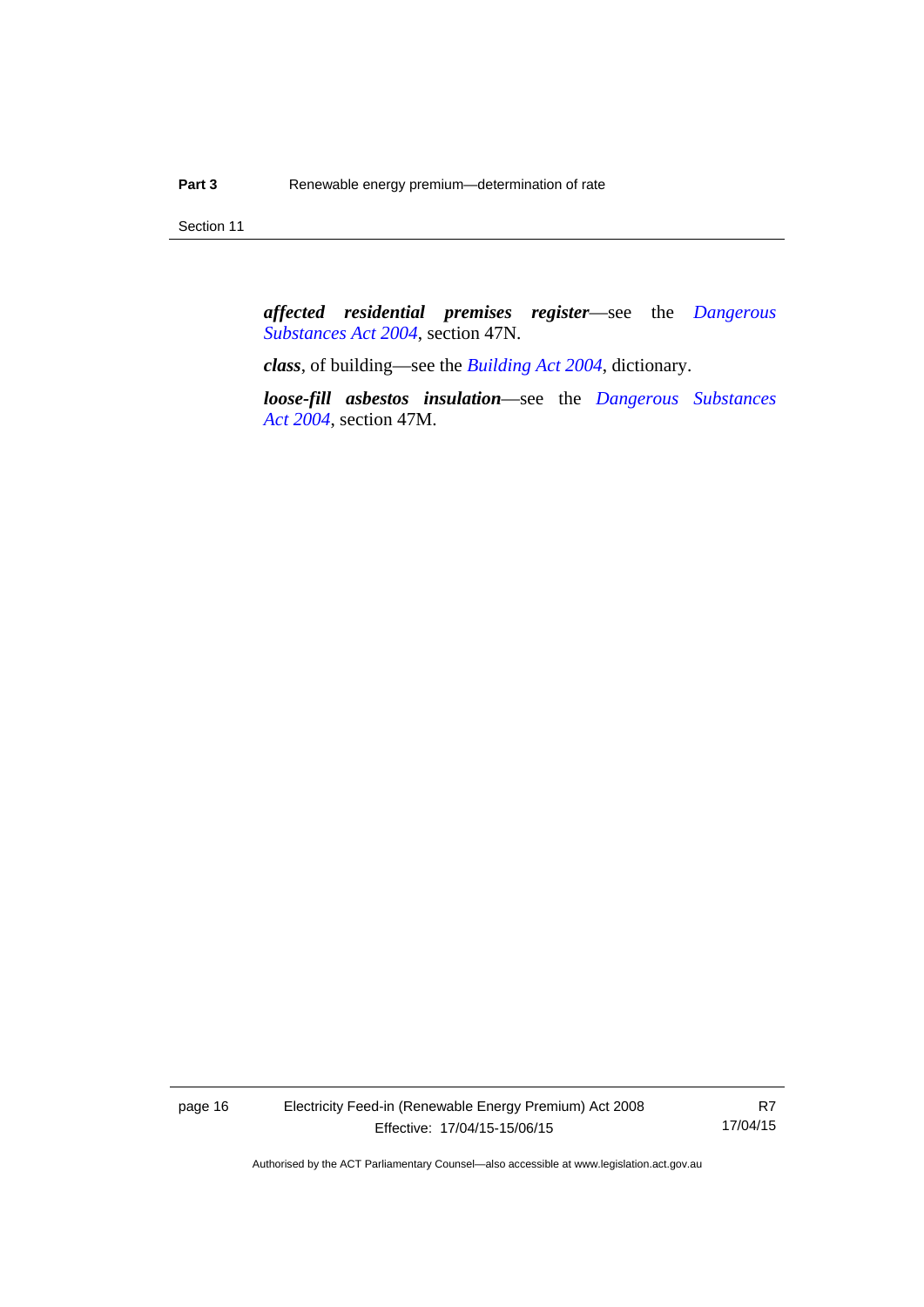***affected residential premises register***—see the *Dangerous Substances Act 2004*, section 47N.

***class***, of building—see the *Building Act 2004*, dictionary.

***loose-fill asbestos insulation***—see the *Dangerous Substances Act 2004*, section 47M.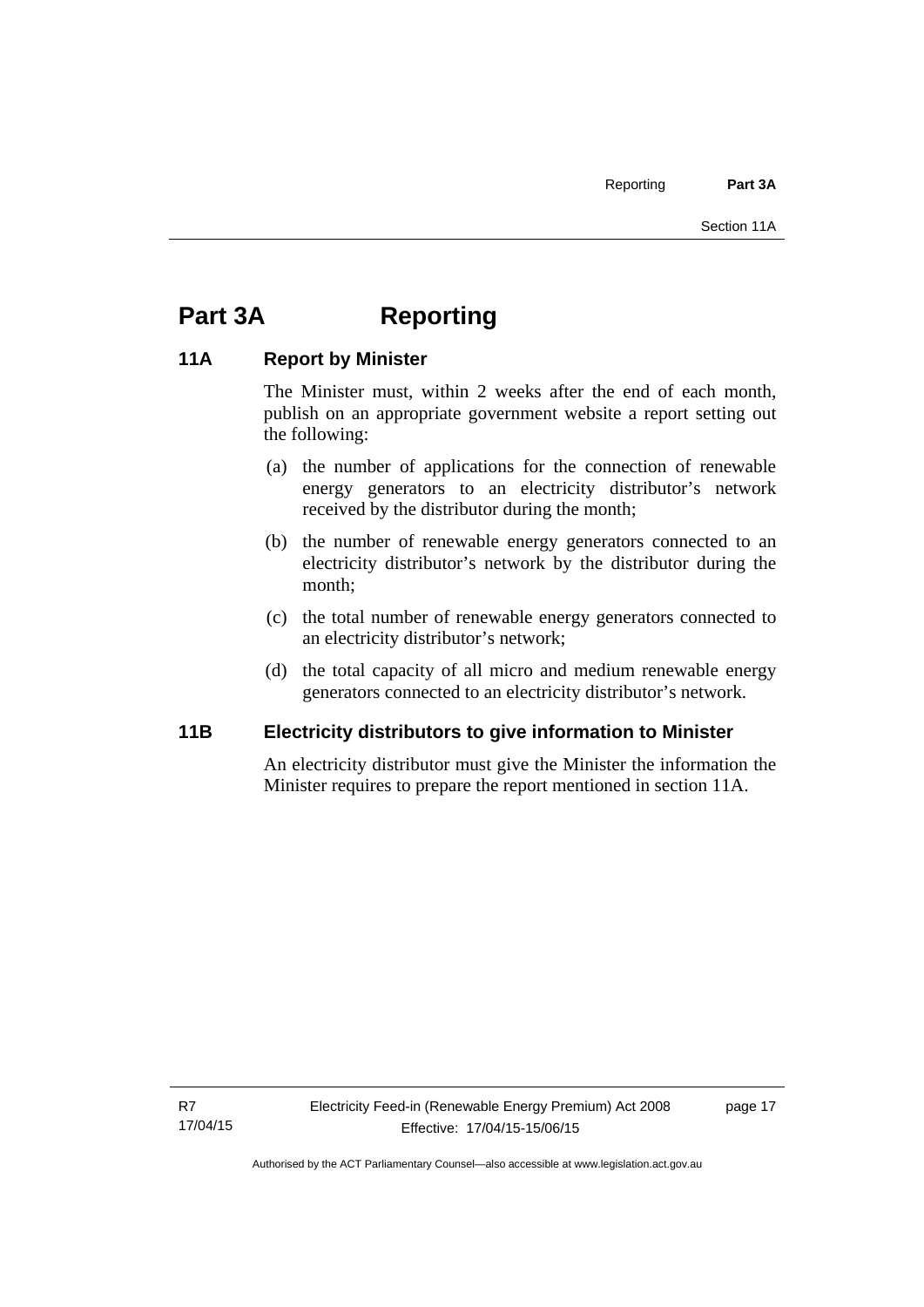# Part 3A Reporting

## 11A Report by Minister

The Minister must, within 2 weeks after the end of each month, publish on an appropriate government website a report setting out the following:

(a) the number of applications for the connection of renewable energy generators to an electricity distributor's network received by the distributor during the month;

(b) the number of renewable energy generators connected to an electricity distributor's network by the distributor during the month;

(c) the total number of renewable energy generators connected to an electricity distributor's network;

(d) the total capacity of all micro and medium renewable energy generators connected to an electricity distributor's network.

## 11B Electricity distributors to give information to Minister

An electricity distributor must give the Minister the information the Minister requires to prepare the report mentioned in section 11A.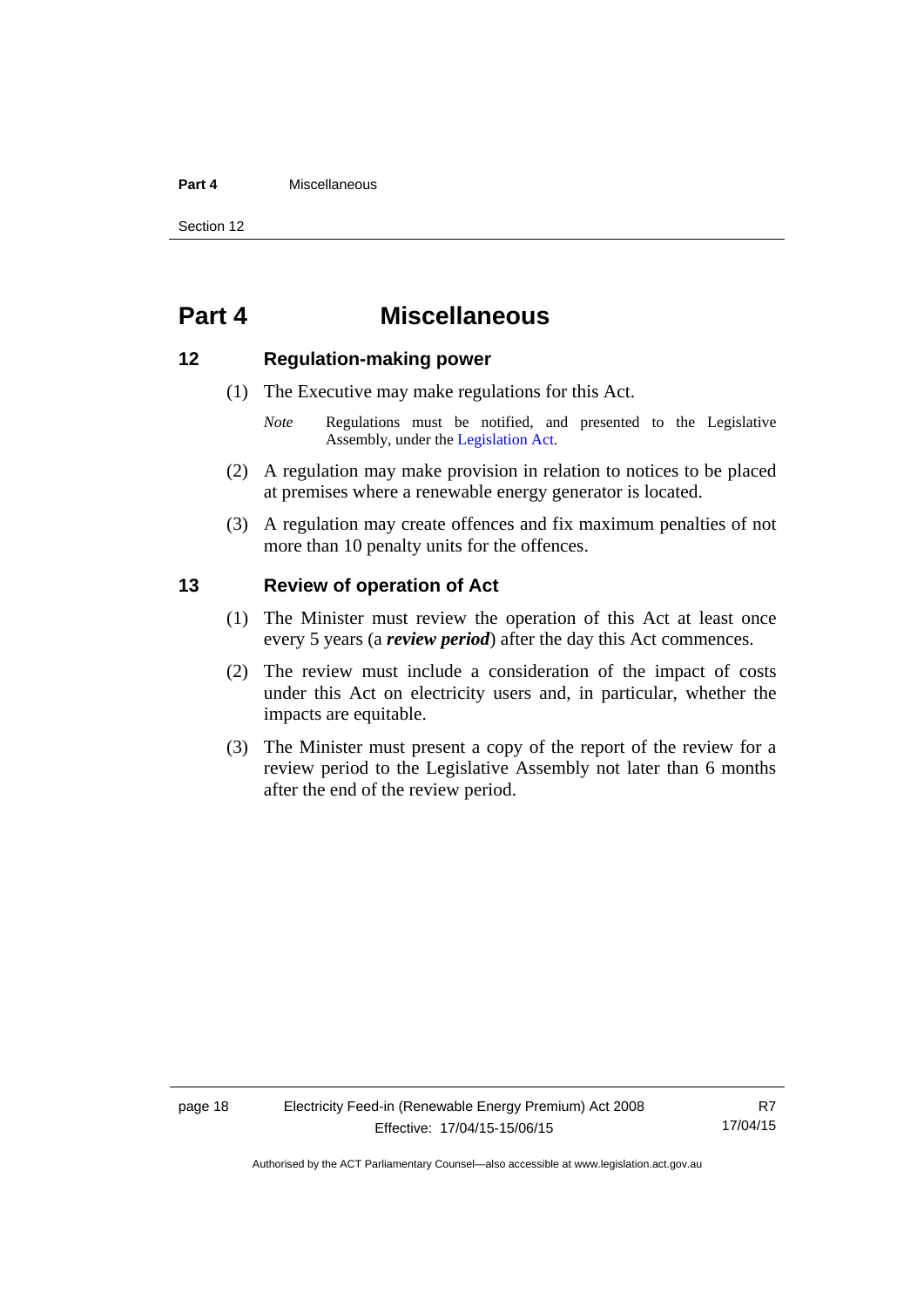# Part 4 Miscellaneous

## 12 Regulation-making power

(1) The Executive may make regulations for this Act.

*Note* Regulations must be notified, and presented to the Legislative Assembly, under the Legislation Act.

(2) A regulation may make provision in relation to notices to be placed at premises where a renewable energy generator is located.

(3) A regulation may create offences and fix maximum penalties of not more than 10 penalty units for the offences.

## 13 Review of operation of Act

(1) The Minister must review the operation of this Act at least once every 5 years (a ***review period***) after the day this Act commences.

(2) The review must include a consideration of the impact of costs under this Act on electricity users and, in particular, whether the impacts are equitable.

(3) The Minister must present a copy of the report of the review for a review period to the Legislative Assembly not later than 6 months after the end of the review period.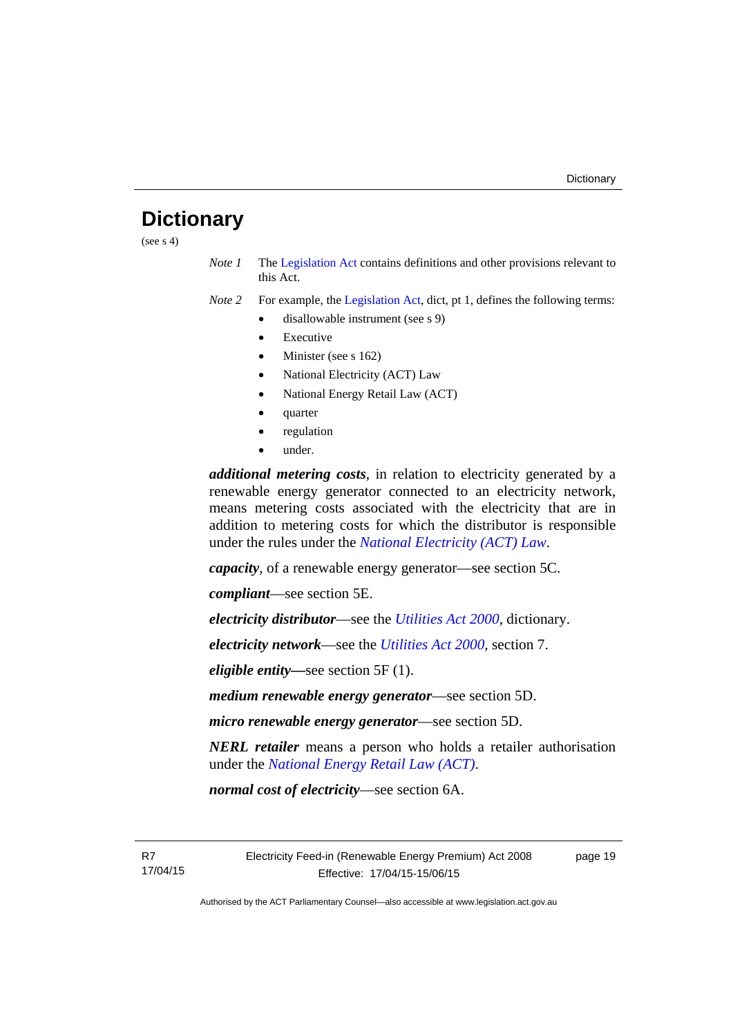# Dictionary

(see s 4)

*Note 1* The Legislation Act contains definitions and other provisions relevant to this Act.

*Note 2* For example, the Legislation Act, dict, pt 1, defines the following terms:

- disallowable instrument (see s 9)
- Executive
- Minister (see s 162)
- National Electricity (ACT) Law
- National Energy Retail Law (ACT)
- quarter
- regulation
- under.

***additional metering costs***, in relation to electricity generated by a renewable energy generator connected to an electricity network, means metering costs associated with the electricity that are in addition to metering costs for which the distributor is responsible under the rules under the *National Electricity (ACT) Law*.

***capacity***, of a renewable energy generator—see section 5C.

***compliant***—see section 5E.

***electricity distributor***—see the *Utilities Act 2000*, dictionary.

***electricity network***—see the *Utilities Act 2000*, section 7.

***eligible entity***—see section 5F (1).

***medium renewable energy generator***—see section 5D.

***micro renewable energy generator***—see section 5D.

***NERL retailer*** means a person who holds a retailer authorisation under the *National Energy Retail Law (ACT)*.

***normal cost of electricity***—see section 6A.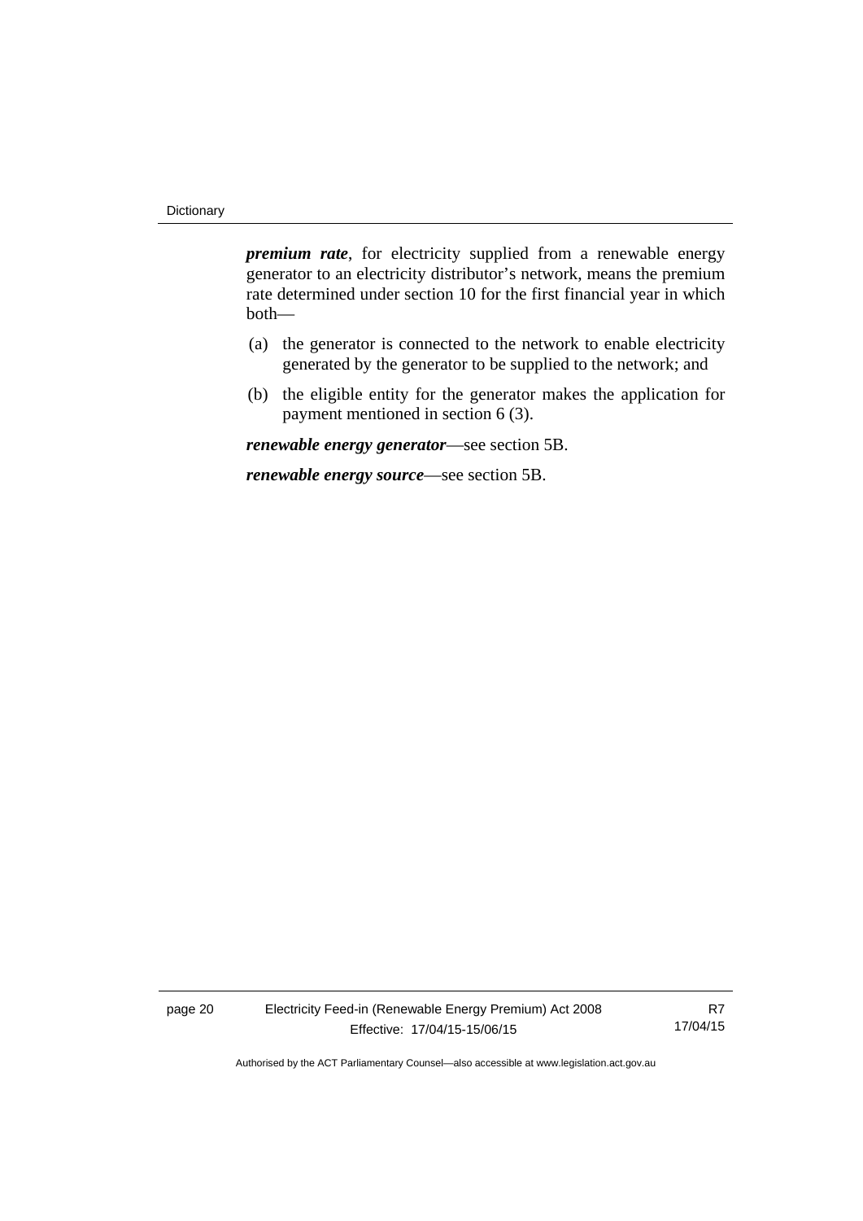***premium rate***, for electricity supplied from a renewable energy generator to an electricity distributor's network, means the premium rate determined under section 10 for the first financial year in which both—

(a) the generator is connected to the network to enable electricity generated by the generator to be supplied to the network; and

(b) the eligible entity for the generator makes the application for payment mentioned in section 6 (3).

***renewable energy generator***—see section 5B.

***renewable energy source***—see section 5B.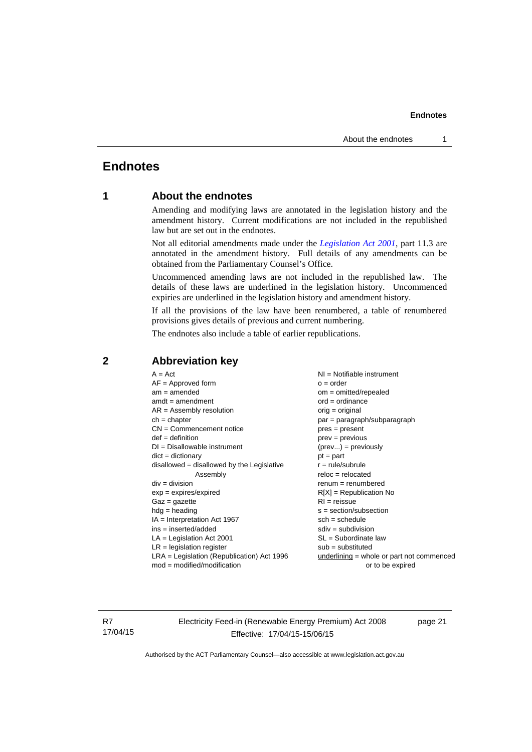# Endnotes

## 1 About the endnotes

Amending and modifying laws are annotated in the legislation history and the amendment history. Current modifications are not included in the republished law but are set out in the endnotes.

Not all editorial amendments made under the *Legislation Act 2001*, part 11.3 are annotated in the amendment history. Full details of any amendments can be obtained from the Parliamentary Counsel's Office.

Uncommenced amending laws are not included in the republished law. The details of these laws are underlined in the legislation history. Uncommenced expiries are underlined in the legislation history and amendment history.

If all the provisions of the law have been renumbered, a table of renumbered provisions gives details of previous and current numbering.

The endnotes also include a table of earlier republications.

## 2 Abbreviation key

A = Act
AF = Approved form
am = amended
amdt = amendment
AR = Assembly resolution
ch = chapter
CN = Commencement notice
def = definition
DI = Disallowable instrument
dict = dictionary
disallowed = disallowed by the Legislative Assembly
div = division
exp = expires/expired
Gaz = gazette
hdg = heading
IA = Interpretation Act 1967
ins = inserted/added
LA = Legislation Act 2001
LR = legislation register
LRA = Legislation (Republication) Act 1996
mod = modified/modification
NI = Notifiable instrument
o = order
om = omitted/repealed
ord = ordinance
orig = original
par = paragraph/subparagraph
pres = present
prev = previous
(prev...) = previously
pt = part
r = rule/subrule
reloc = relocated
renum = renumbered
R[X] = Republication No
RI = reissue
s = section/subsection
sch = schedule
sdiv = subdivision
SL = Subordinate law
sub = substituted
underlining = whole or part not commenced or to be expired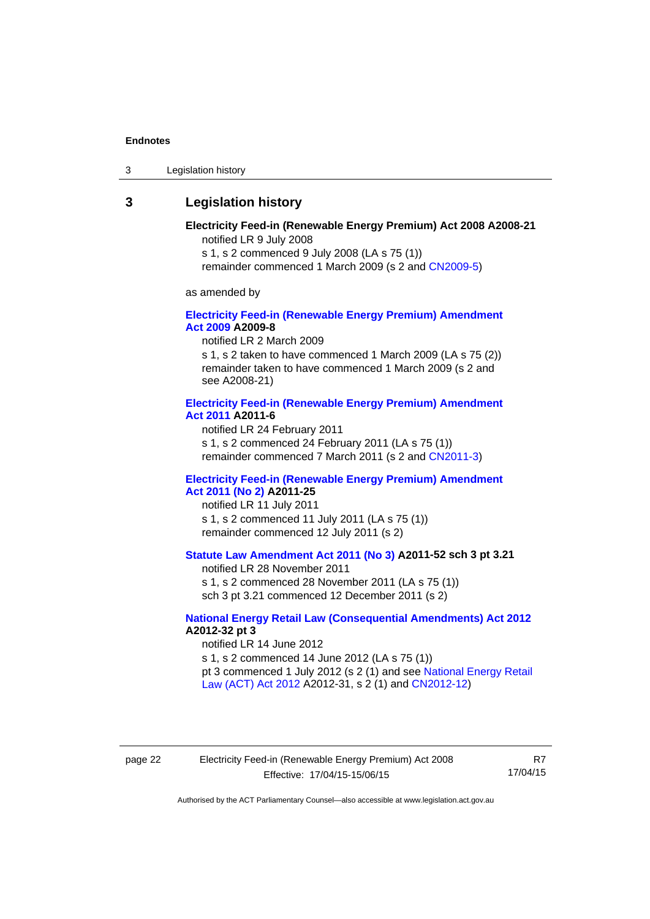# 3 Legislation history

**Electricity Feed-in (Renewable Energy Premium) Act 2008 A2008-21**

notified LR 9 July 2008

s 1, s 2 commenced 9 July 2008 (LA s 75 (1))

remainder commenced 1 March 2009 (s 2 and CN2009-5)

as amended by

**Electricity Feed-in (Renewable Energy Premium) Amendment Act 2009 A2009-8**

notified LR 2 March 2009

s 1, s 2 taken to have commenced 1 March 2009 (LA s 75 (2))

remainder taken to have commenced 1 March 2009 (s 2 and see A2008-21)

**Electricity Feed-in (Renewable Energy Premium) Amendment Act 2011 A2011-6**

notified LR 24 February 2011

s 1, s 2 commenced 24 February 2011 (LA s 75 (1))

remainder commenced 7 March 2011 (s 2 and CN2011-3)

**Electricity Feed-in (Renewable Energy Premium) Amendment Act 2011 (No 2) A2011-25**

notified LR 11 July 2011

s 1, s 2 commenced 11 July 2011 (LA s 75 (1))

remainder commenced 12 July 2011 (s 2)

**Statute Law Amendment Act 2011 (No 3) A2011-52 sch 3 pt 3.21**

notified LR 28 November 2011

s 1, s 2 commenced 28 November 2011 (LA s 75 (1))

sch 3 pt 3.21 commenced 12 December 2011 (s 2)

**National Energy Retail Law (Consequential Amendments) Act 2012 A2012-32 pt 3**

notified LR 14 June 2012

s 1, s 2 commenced 14 June 2012 (LA s 75 (1))

pt 3 commenced 1 July 2012 (s 2 (1) and see National Energy Retail Law (ACT) Act 2012 A2012-31, s 2 (1) and CN2012-12)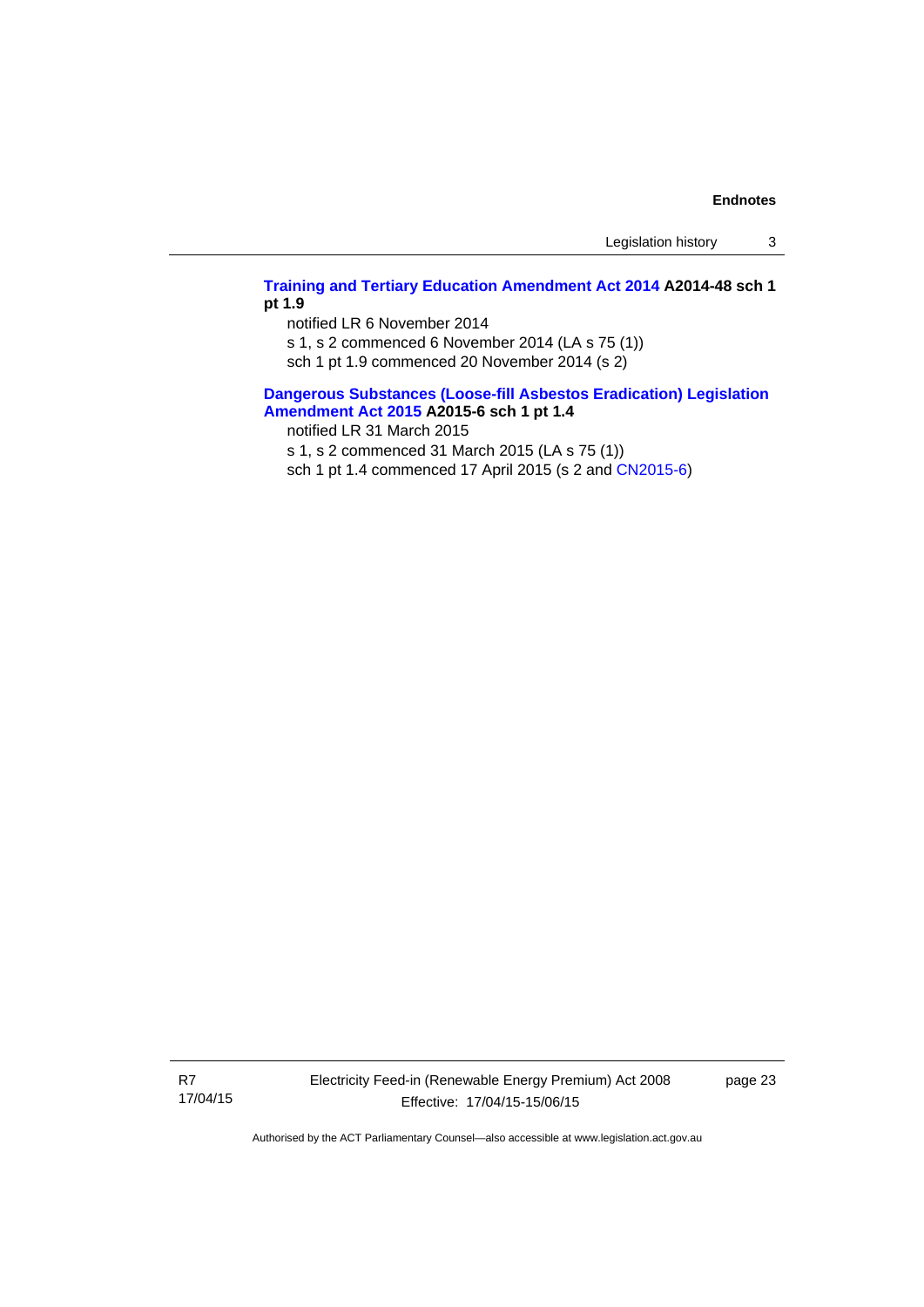**Training and Tertiary Education Amendment Act 2014 A2014-48 sch 1 pt 1.9**

notified LR 6 November 2014

s 1, s 2 commenced 6 November 2014 (LA s 75 (1))

sch 1 pt 1.9 commenced 20 November 2014 (s 2)

**Dangerous Substances (Loose-fill Asbestos Eradication) Legislation Amendment Act 2015 A2015-6 sch 1 pt 1.4**

notified LR 31 March 2015

s 1, s 2 commenced 31 March 2015 (LA s 75 (1))

sch 1 pt 1.4 commenced 17 April 2015 (s 2 and CN2015-6)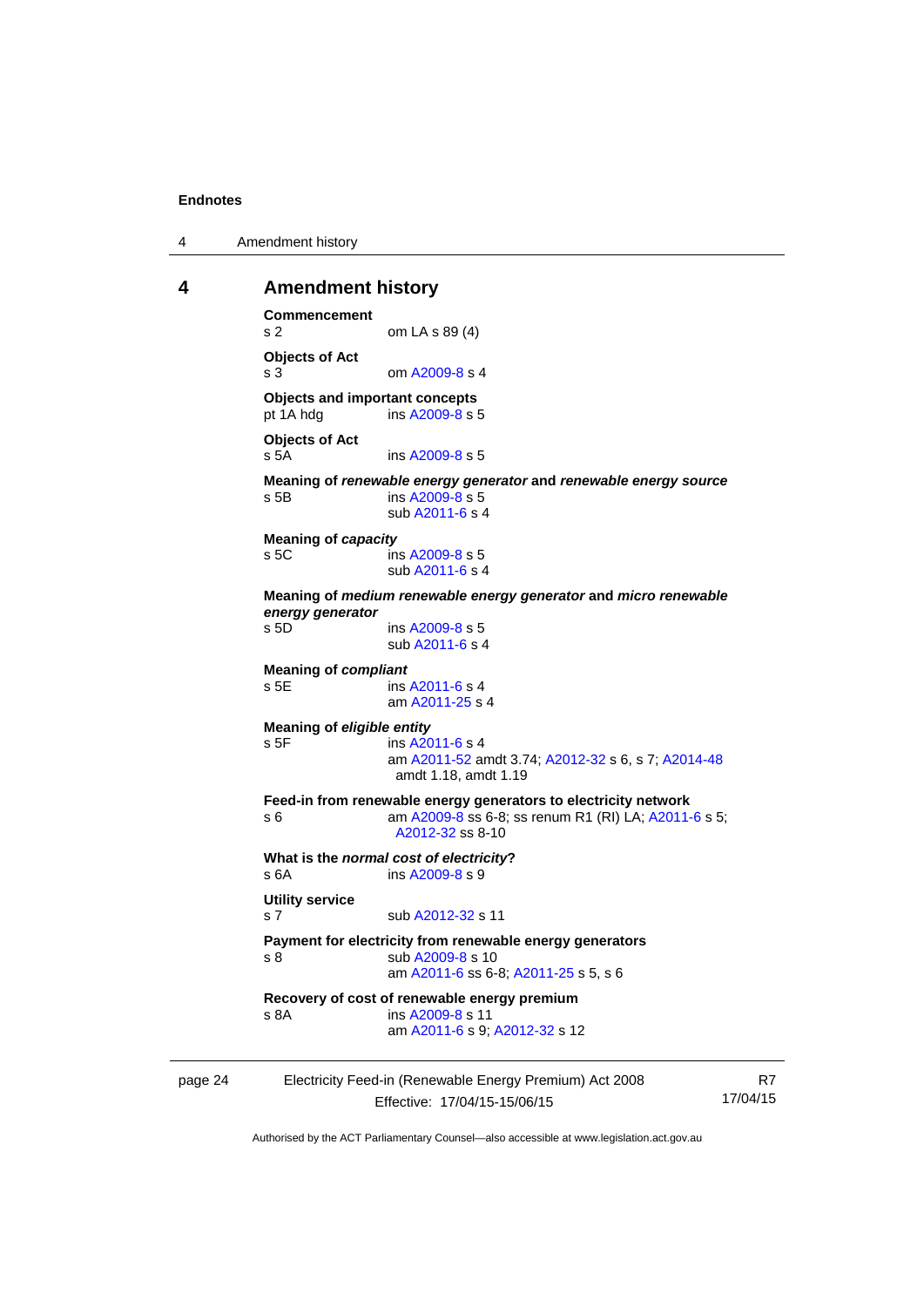# 4 Amendment history

**Commencement**
s 2 om LA s 89 (4)

**Objects of Act**
s 3 om A2009-8 s 4

**Objects and important concepts**
pt 1A hdg ins A2009-8 s 5

**Objects of Act**
s 5A ins A2009-8 s 5

**Meaning of *renewable energy generator* and *renewable energy source***
s 5B ins A2009-8 s 5
sub A2011-6 s 4

**Meaning of *capacity***
s 5C ins A2009-8 s 5
sub A2011-6 s 4

**Meaning of *medium renewable energy generator* and *micro renewable energy generator***
s 5D ins A2009-8 s 5
sub A2011-6 s 4

**Meaning of *compliant***
s 5E ins A2011-6 s 4
am A2011-25 s 4

**Meaning of *eligible entity***
s 5F ins A2011-6 s 4
am A2011-52 amdt 3.74; A2012-32 s 6, s 7; A2014-48 amdt 1.18, amdt 1.19

**Feed-in from renewable energy generators to electricity network**
s 6 am A2009-8 ss 6-8; ss renum R1 (RI) LA; A2011-6 s 5; A2012-32 ss 8-10

**What is the *normal cost of electricity*?**
s 6A ins A2009-8 s 9

**Utility service**
s 7 sub A2012-32 s 11

**Payment for electricity from renewable energy generators**
s 8 sub A2009-8 s 10
am A2011-6 ss 6-8; A2011-25 s 5, s 6

**Recovery of cost of renewable energy premium**
s 8A ins A2009-8 s 11
am A2011-6 s 9; A2012-32 s 12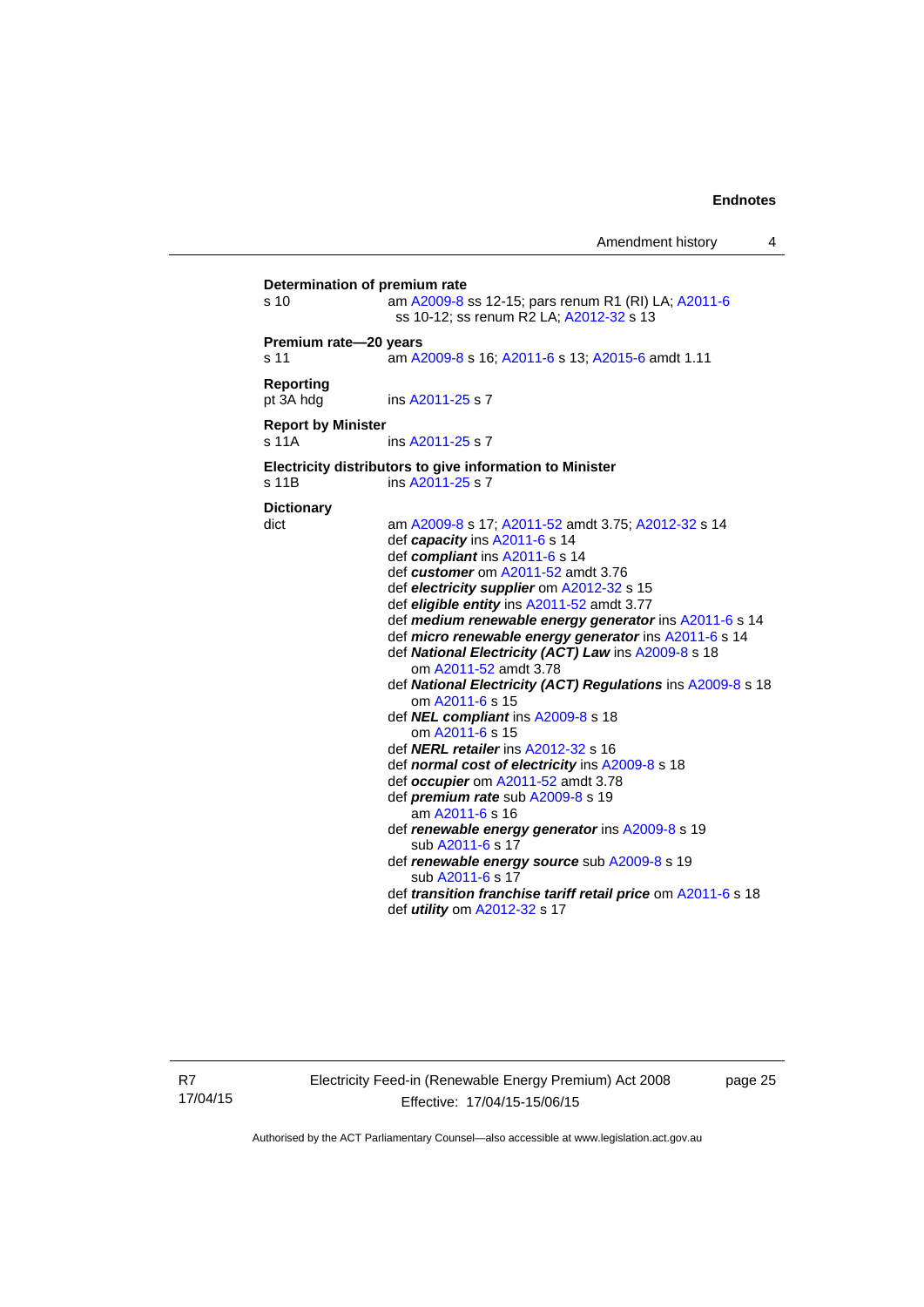**Determination of premium rate**

s 10 am A2009-8 ss 12-15; pars renum R1 (RI) LA; A2011-6 ss 10-12; ss renum R2 LA; A2012-32 s 13

**Premium rate—20 years**

s 11 am A2009-8 s 16; A2011-6 s 13; A2015-6 amdt 1.11

**Reporting**

pt 3A hdg ins A2011-25 s 7

**Report by Minister**

s 11A ins A2011-25 s 7

**Electricity distributors to give information to Minister**

s 11B ins A2011-25 s 7

**Dictionary**

dict am A2009-8 s 17; A2011-52 amdt 3.75; A2012-32 s 14

def ***capacity*** ins A2011-6 s 14

def ***compliant*** ins A2011-6 s 14

def ***customer*** om A2011-52 amdt 3.76

def ***electricity supplier*** om A2012-32 s 15

def ***eligible entity*** ins A2011-52 amdt 3.77

def ***medium renewable energy generator*** ins A2011-6 s 14

def ***micro renewable energy generator*** ins A2011-6 s 14

def ***National Electricity (ACT) Law*** ins A2009-8 s 18
om A2011-52 amdt 3.78

def ***National Electricity (ACT) Regulations*** ins A2009-8 s 18
om A2011-6 s 15

def ***NEL compliant*** ins A2009-8 s 18
om A2011-6 s 15

def ***NERL retailer*** ins A2012-32 s 16

def ***normal cost of electricity*** ins A2009-8 s 18

def ***occupier*** om A2011-52 amdt 3.78

def ***premium rate*** sub A2009-8 s 19
am A2011-6 s 16

def ***renewable energy generator*** ins A2009-8 s 19
sub A2011-6 s 17

def ***renewable energy source*** sub A2009-8 s 19
sub A2011-6 s 17

def ***transition franchise tariff retail price*** om A2011-6 s 18

def ***utility*** om A2012-32 s 17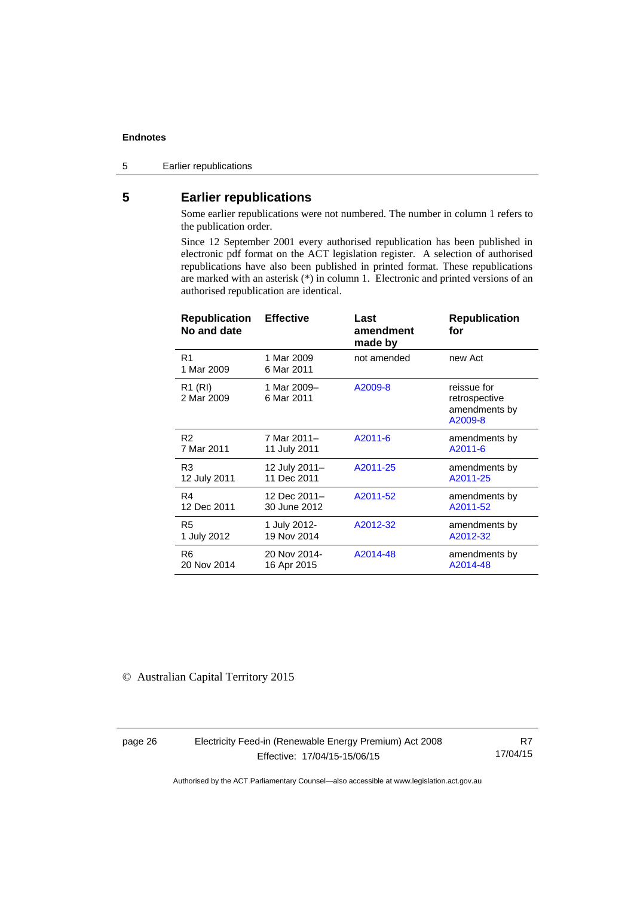## 5 Earlier republications

Some earlier republications were not numbered. The number in column 1 refers to the publication order.

Since 12 September 2001 every authorised republication has been published in electronic pdf format on the ACT legislation register. A selection of authorised republications have also been published in printed format. These republications are marked with an asterisk (*) in column 1. Electronic and printed versions of an authorised republication are identical.

| Republication No and date | Effective | Last amendment made by | Republication for |
|---|---|---|---|
| R1 1 Mar 2009 | 1 Mar 2009 6 Mar 2011 | not amended | new Act |
| R1 (RI) 2 Mar 2009 | 1 Mar 2009– 6 Mar 2011 | A2009-8 | reissue for retrospective amendments by A2009-8 |
| R2 7 Mar 2011 | 7 Mar 2011– 11 July 2011 | A2011-6 | amendments by A2011-6 |
| R3 12 July 2011 | 12 July 2011– 11 Dec 2011 | A2011-25 | amendments by A2011-25 |
| R4 12 Dec 2011 | 12 Dec 2011– 30 June 2012 | A2011-52 | amendments by A2011-52 |
| R5 1 July 2012 | 1 July 2012- 19 Nov 2014 | A2012-32 | amendments by A2012-32 |
| R6 20 Nov 2014 | 20 Nov 2014- 16 Apr 2015 | A2014-48 | amendments by A2014-48 |

© Australian Capital Territory 2015